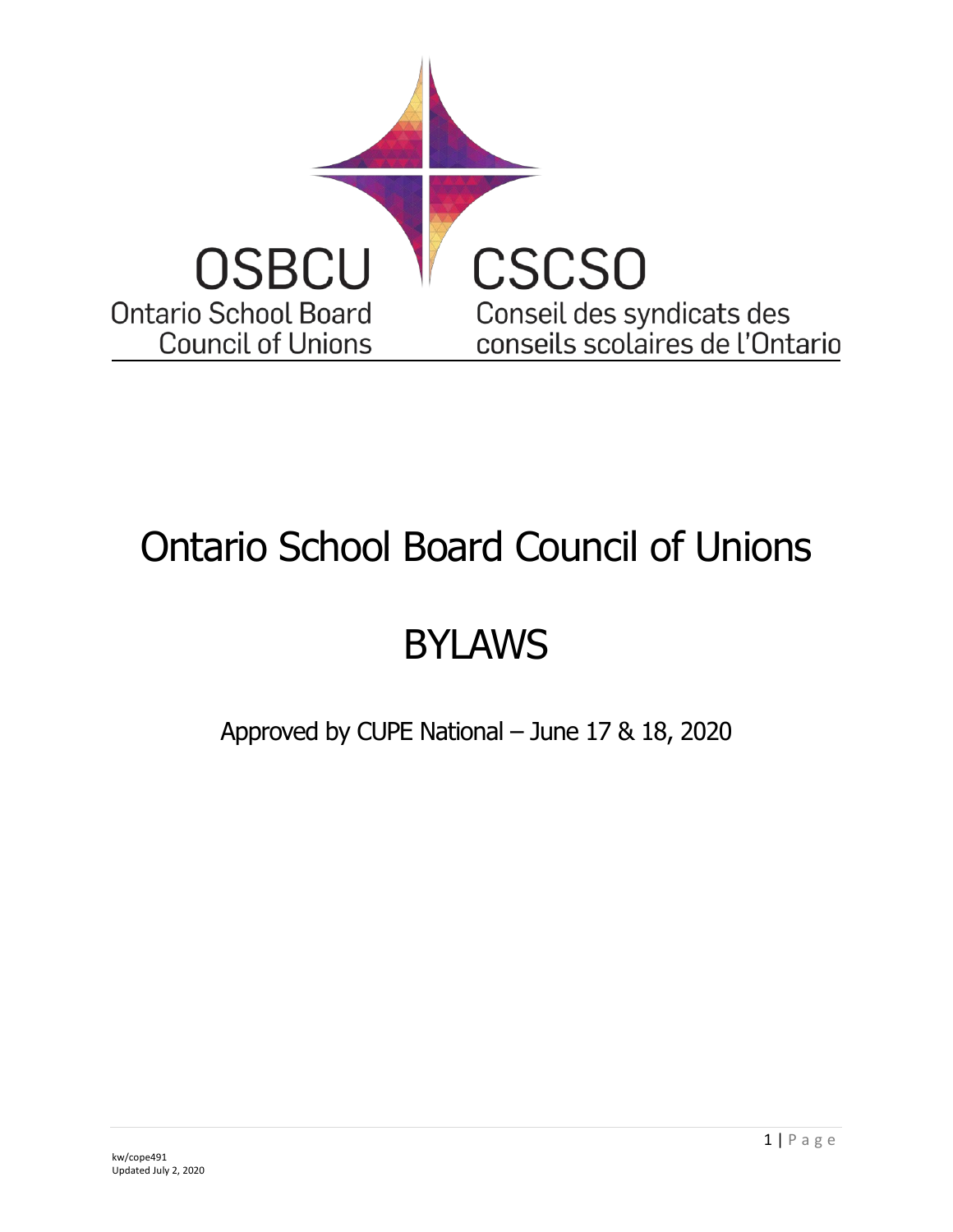OSBCU
Ontario School Board
Council of Unions

CSCSO
Conseil des syndicats des
conseils scolaires de l'Ontario

# Ontario School Board Council of Unions

# BYLAWS

Approved by CUPE National – June 17 & 18, 2020

kw/cope491
Updated July 2, 2020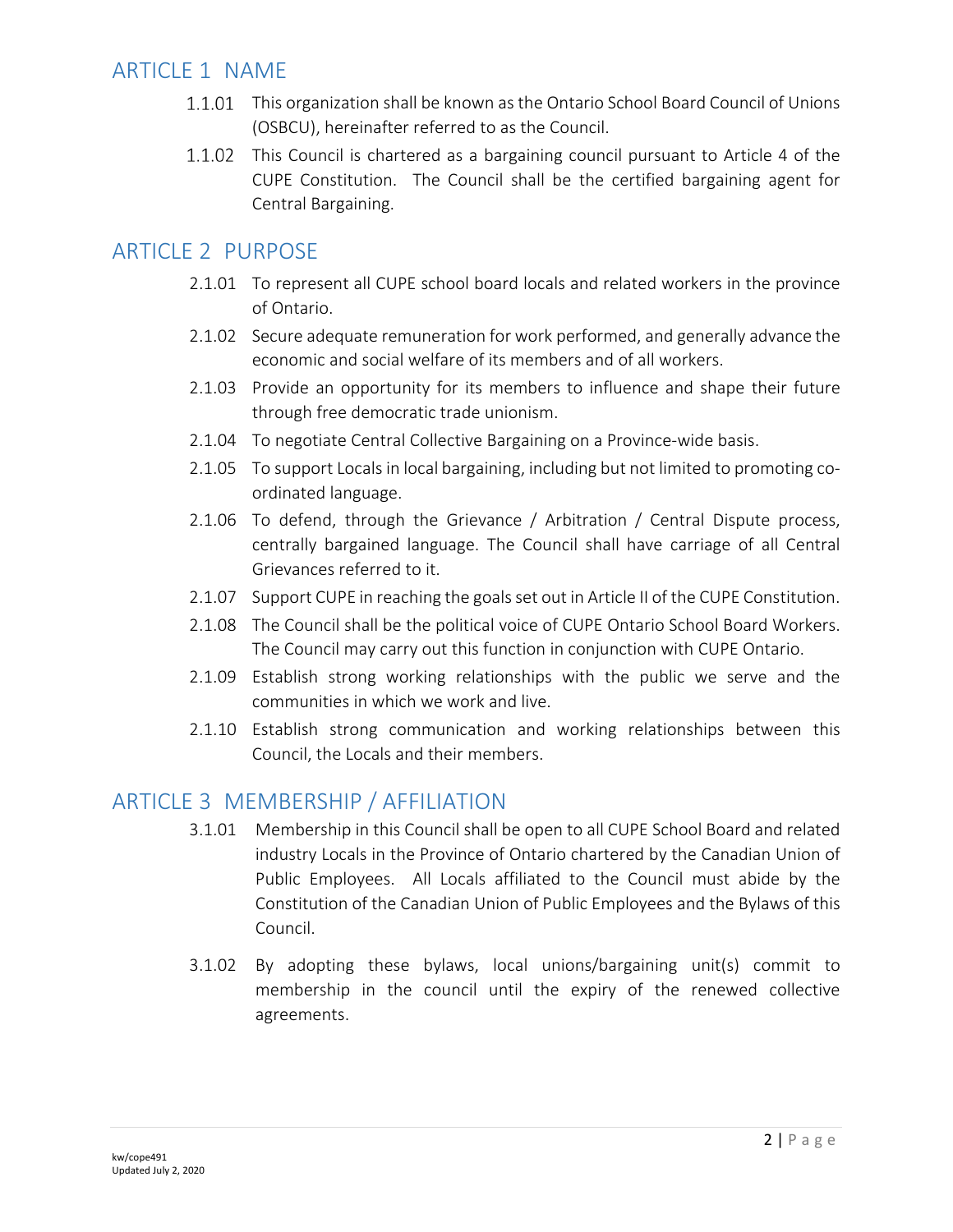## ARTICLE 1 NAME

1.1.01 This organization shall be known as the Ontario School Board Council of Unions (OSBCU), hereinafter referred to as the Council.

1.1.02 This Council is chartered as a bargaining council pursuant to Article 4 of the CUPE Constitution. The Council shall be the certified bargaining agent for Central Bargaining.

## ARTICLE 2 PURPOSE

2.1.01 To represent all CUPE school board locals and related workers in the province of Ontario.

2.1.02 Secure adequate remuneration for work performed, and generally advance the economic and social welfare of its members and of all workers.

2.1.03 Provide an opportunity for its members to influence and shape their future through free democratic trade unionism.

2.1.04 To negotiate Central Collective Bargaining on a Province-wide basis.

2.1.05 To support Locals in local bargaining, including but not limited to promoting co-ordinated language.

2.1.06 To defend, through the Grievance / Arbitration / Central Dispute process, centrally bargained language. The Council shall have carriage of all Central Grievances referred to it.

2.1.07 Support CUPE in reaching the goals set out in Article II of the CUPE Constitution.

2.1.08 The Council shall be the political voice of CUPE Ontario School Board Workers. The Council may carry out this function in conjunction with CUPE Ontario.

2.1.09 Establish strong working relationships with the public we serve and the communities in which we work and live.

2.1.10 Establish strong communication and working relationships between this Council, the Locals and their members.

## ARTICLE 3 MEMBERSHIP / AFFILIATION

3.1.01 Membership in this Council shall be open to all CUPE School Board and related industry Locals in the Province of Ontario chartered by the Canadian Union of Public Employees. All Locals affiliated to the Council must abide by the Constitution of the Canadian Union of Public Employees and the Bylaws of this Council.

3.1.02 By adopting these bylaws, local unions/bargaining unit(s) commit to membership in the council until the expiry of the renewed collective agreements.

kw/cope491
Updated July 2, 2020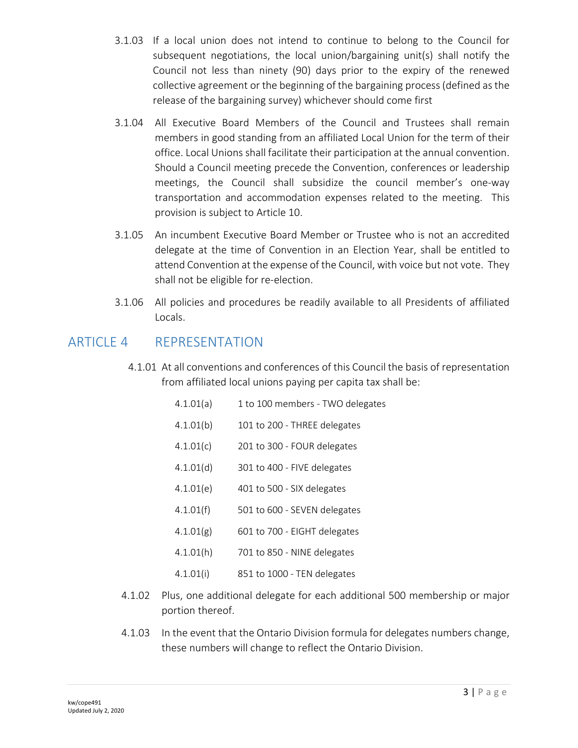3.1.03 If a local union does not intend to continue to belong to the Council for subsequent negotiations, the local union/bargaining unit(s) shall notify the Council not less than ninety (90) days prior to the expiry of the renewed collective agreement or the beginning of the bargaining process (defined as the release of the bargaining survey) whichever should come first

3.1.04 All Executive Board Members of the Council and Trustees shall remain members in good standing from an affiliated Local Union for the term of their office. Local Unions shall facilitate their participation at the annual convention. Should a Council meeting precede the Convention, conferences or leadership meetings, the Council shall subsidize the council member's one-way transportation and accommodation expenses related to the meeting. This provision is subject to Article 10.

3.1.05 An incumbent Executive Board Member or Trustee who is not an accredited delegate at the time of Convention in an Election Year, shall be entitled to attend Convention at the expense of the Council, with voice but not vote. They shall not be eligible for re-election.

3.1.06 All policies and procedures be readily available to all Presidents of affiliated Locals.

## ARTICLE 4 REPRESENTATION

4.1.01 At all conventions and conferences of this Council the basis of representation from affiliated local unions paying per capita tax shall be:

4.1.01(a) 1 to 100 members - TWO delegates

4.1.01(b) 101 to 200 - THREE delegates

4.1.01(c) 201 to 300 - FOUR delegates

4.1.01(d) 301 to 400 - FIVE delegates

4.1.01(e) 401 to 500 - SIX delegates

4.1.01(f) 501 to 600 - SEVEN delegates

4.1.01(g) 601 to 700 - EIGHT delegates

4.1.01(h) 701 to 850 - NINE delegates

4.1.01(i) 851 to 1000 - TEN delegates

4.1.02 Plus, one additional delegate for each additional 500 membership or major portion thereof.

4.1.03 In the event that the Ontario Division formula for delegates numbers change, these numbers will change to reflect the Ontario Division.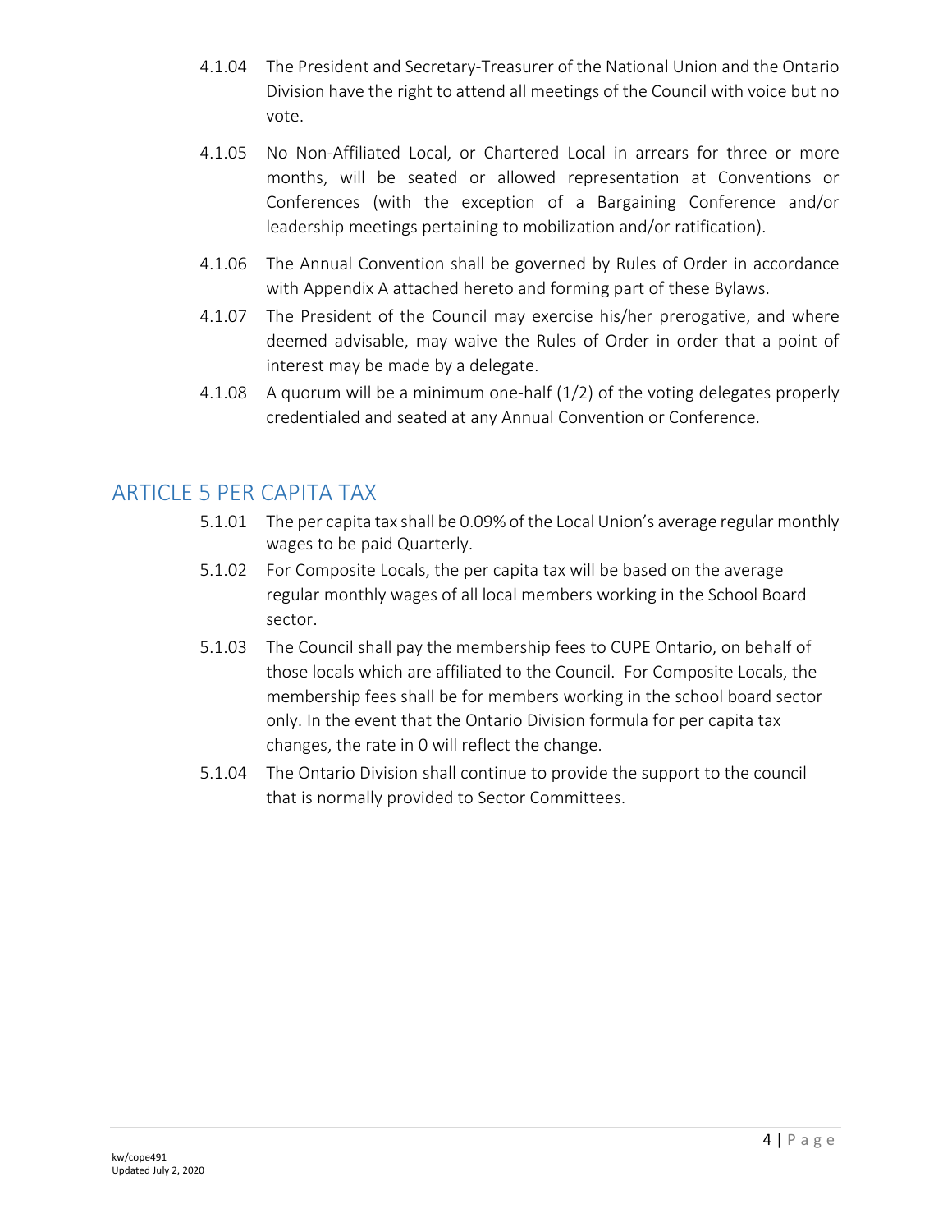4.1.04 The President and Secretary-Treasurer of the National Union and the Ontario Division have the right to attend all meetings of the Council with voice but no vote.

4.1.05 No Non-Affiliated Local, or Chartered Local in arrears for three or more months, will be seated or allowed representation at Conventions or Conferences (with the exception of a Bargaining Conference and/or leadership meetings pertaining to mobilization and/or ratification).

4.1.06 The Annual Convention shall be governed by Rules of Order in accordance with Appendix A attached hereto and forming part of these Bylaws.

4.1.07 The President of the Council may exercise his/her prerogative, and where deemed advisable, may waive the Rules of Order in order that a point of interest may be made by a delegate.

4.1.08 A quorum will be a minimum one-half (1/2) of the voting delegates properly credentialed and seated at any Annual Convention or Conference.

## ARTICLE 5 PER CAPITA TAX

5.1.01 The per capita tax shall be 0.09% of the Local Union's average regular monthly wages to be paid Quarterly.

5.1.02 For Composite Locals, the per capita tax will be based on the average regular monthly wages of all local members working in the School Board sector.

5.1.03 The Council shall pay the membership fees to CUPE Ontario, on behalf of those locals which are affiliated to the Council. For Composite Locals, the membership fees shall be for members working in the school board sector only. In the event that the Ontario Division formula for per capita tax changes, the rate in 0 will reflect the change.

5.1.04 The Ontario Division shall continue to provide the support to the council that is normally provided to Sector Committees.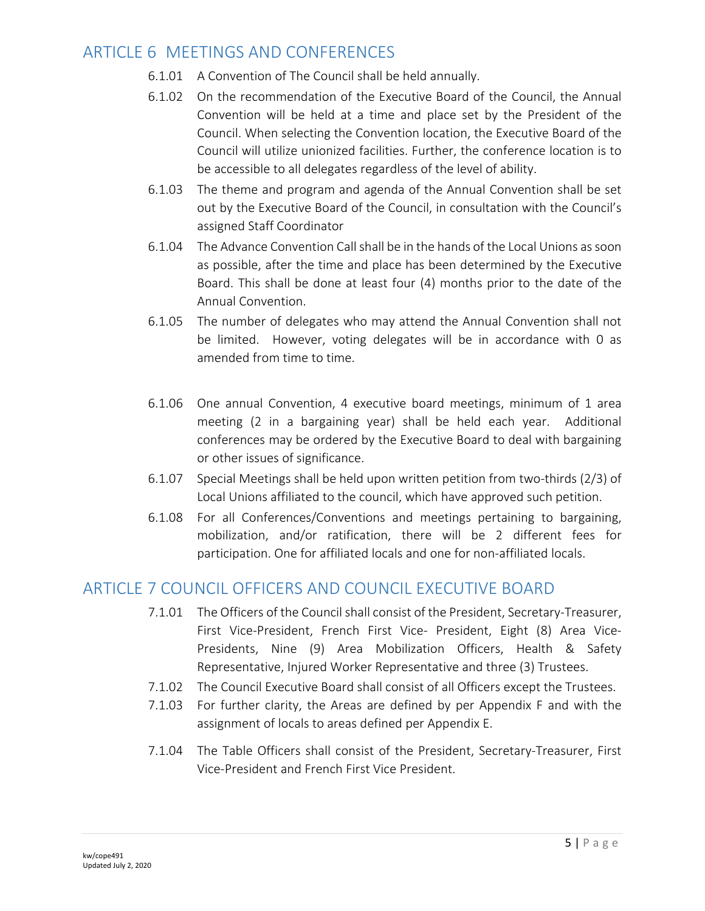## ARTICLE 6 MEETINGS AND CONFERENCES

6.1.01 A Convention of The Council shall be held annually.

6.1.02 On the recommendation of the Executive Board of the Council, the Annual Convention will be held at a time and place set by the President of the Council. When selecting the Convention location, the Executive Board of the Council will utilize unionized facilities. Further, the conference location is to be accessible to all delegates regardless of the level of ability.

6.1.03 The theme and program and agenda of the Annual Convention shall be set out by the Executive Board of the Council, in consultation with the Council's assigned Staff Coordinator

6.1.04 The Advance Convention Call shall be in the hands of the Local Unions as soon as possible, after the time and place has been determined by the Executive Board. This shall be done at least four (4) months prior to the date of the Annual Convention.

6.1.05 The number of delegates who may attend the Annual Convention shall not be limited. However, voting delegates will be in accordance with 0 as amended from time to time.

6.1.06 One annual Convention, 4 executive board meetings, minimum of 1 area meeting (2 in a bargaining year) shall be held each year. Additional conferences may be ordered by the Executive Board to deal with bargaining or other issues of significance.

6.1.07 Special Meetings shall be held upon written petition from two-thirds (2/3) of Local Unions affiliated to the council, which have approved such petition.

6.1.08 For all Conferences/Conventions and meetings pertaining to bargaining, mobilization, and/or ratification, there will be 2 different fees for participation. One for affiliated locals and one for non-affiliated locals.

## ARTICLE 7 COUNCIL OFFICERS AND COUNCIL EXECUTIVE BOARD

7.1.01 The Officers of the Council shall consist of the President, Secretary-Treasurer, First Vice-President, French First Vice- President, Eight (8) Area Vice-Presidents, Nine (9) Area Mobilization Officers, Health & Safety Representative, Injured Worker Representative and three (3) Trustees.

7.1.02 The Council Executive Board shall consist of all Officers except the Trustees.

7.1.03 For further clarity, the Areas are defined by per Appendix F and with the assignment of locals to areas defined per Appendix E.

7.1.04 The Table Officers shall consist of the President, Secretary-Treasurer, First Vice-President and French First Vice President.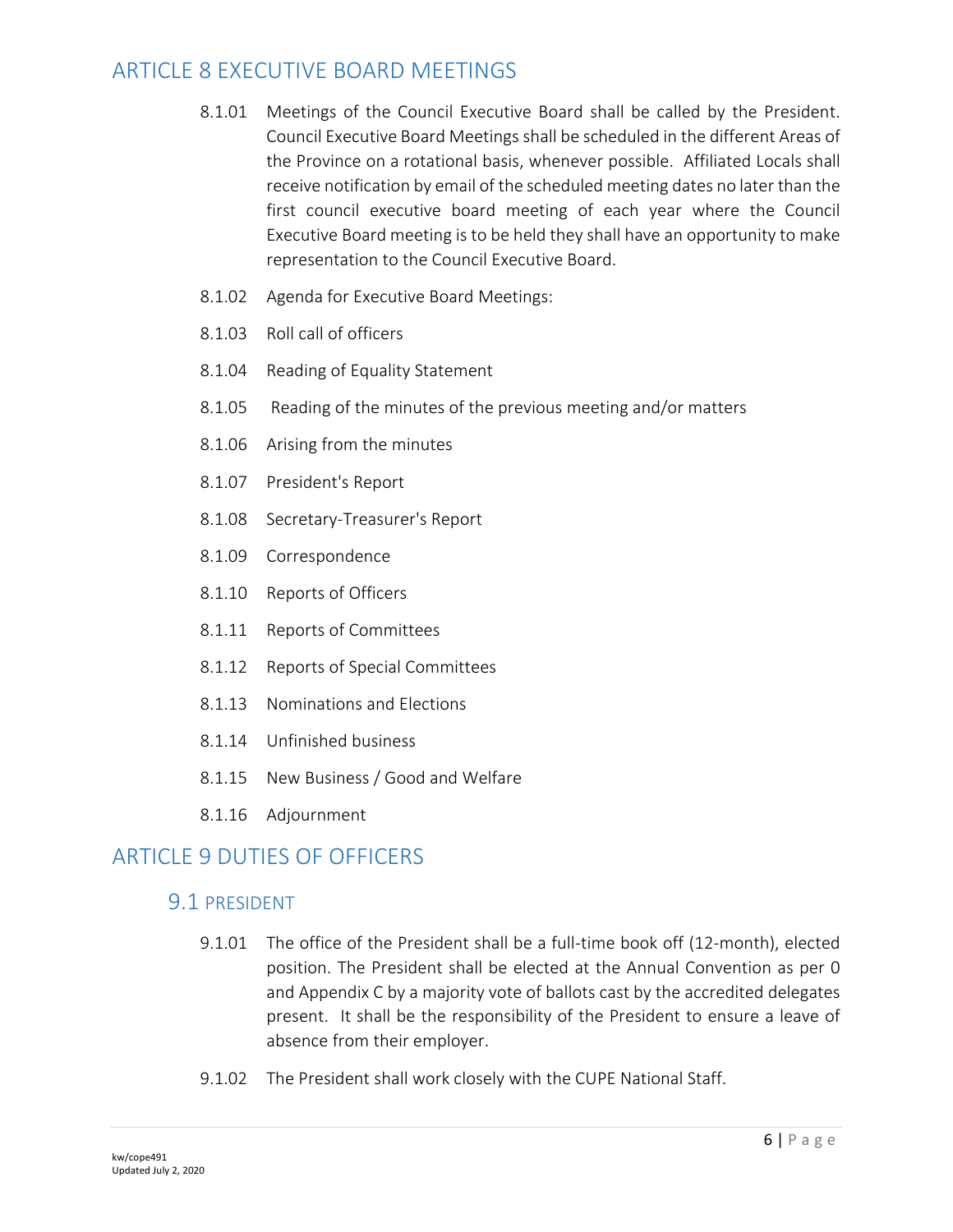# ARTICLE 8 EXECUTIVE BOARD MEETINGS

8.1.01 Meetings of the Council Executive Board shall be called by the President. Council Executive Board Meetings shall be scheduled in the different Areas of the Province on a rotational basis, whenever possible. Affiliated Locals shall receive notification by email of the scheduled meeting dates no later than the first council executive board meeting of each year where the Council Executive Board meeting is to be held they shall have an opportunity to make representation to the Council Executive Board.

8.1.02 Agenda for Executive Board Meetings:

8.1.03 Roll call of officers

8.1.04 Reading of Equality Statement

8.1.05 Reading of the minutes of the previous meeting and/or matters

8.1.06 Arising from the minutes

8.1.07 President's Report

8.1.08 Secretary-Treasurer's Report

8.1.09 Correspondence

8.1.10 Reports of Officers

8.1.11 Reports of Committees

8.1.12 Reports of Special Committees

8.1.13 Nominations and Elections

8.1.14 Unfinished business

8.1.15 New Business / Good and Welfare

8.1.16 Adjournment

# ARTICLE 9 DUTIES OF OFFICERS

## 9.1 PRESIDENT

9.1.01 The office of the President shall be a full-time book off (12-month), elected position. The President shall be elected at the Annual Convention as per 0 and Appendix C by a majority vote of ballots cast by the accredited delegates present. It shall be the responsibility of the President to ensure a leave of absence from their employer.

9.1.02 The President shall work closely with the CUPE National Staff.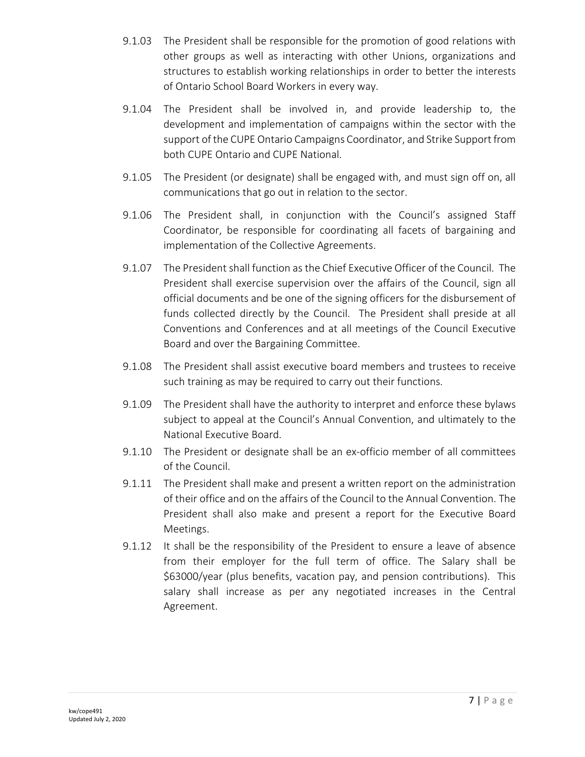9.1.03 The President shall be responsible for the promotion of good relations with other groups as well as interacting with other Unions, organizations and structures to establish working relationships in order to better the interests of Ontario School Board Workers in every way.

9.1.04 The President shall be involved in, and provide leadership to, the development and implementation of campaigns within the sector with the support of the CUPE Ontario Campaigns Coordinator, and Strike Support from both CUPE Ontario and CUPE National.

9.1.05 The President (or designate) shall be engaged with, and must sign off on, all communications that go out in relation to the sector.

9.1.06 The President shall, in conjunction with the Council's assigned Staff Coordinator, be responsible for coordinating all facets of bargaining and implementation of the Collective Agreements.

9.1.07 The President shall function as the Chief Executive Officer of the Council. The President shall exercise supervision over the affairs of the Council, sign all official documents and be one of the signing officers for the disbursement of funds collected directly by the Council. The President shall preside at all Conventions and Conferences and at all meetings of the Council Executive Board and over the Bargaining Committee.

9.1.08 The President shall assist executive board members and trustees to receive such training as may be required to carry out their functions.

9.1.09 The President shall have the authority to interpret and enforce these bylaws subject to appeal at the Council's Annual Convention, and ultimately to the National Executive Board.

9.1.10 The President or designate shall be an ex-officio member of all committees of the Council.

9.1.11 The President shall make and present a written report on the administration of their office and on the affairs of the Council to the Annual Convention. The President shall also make and present a report for the Executive Board Meetings.

9.1.12 It shall be the responsibility of the President to ensure a leave of absence from their employer for the full term of office. The Salary shall be $63000/year (plus benefits, vacation pay, and pension contributions). This salary shall increase as per any negotiated increases in the Central Agreement.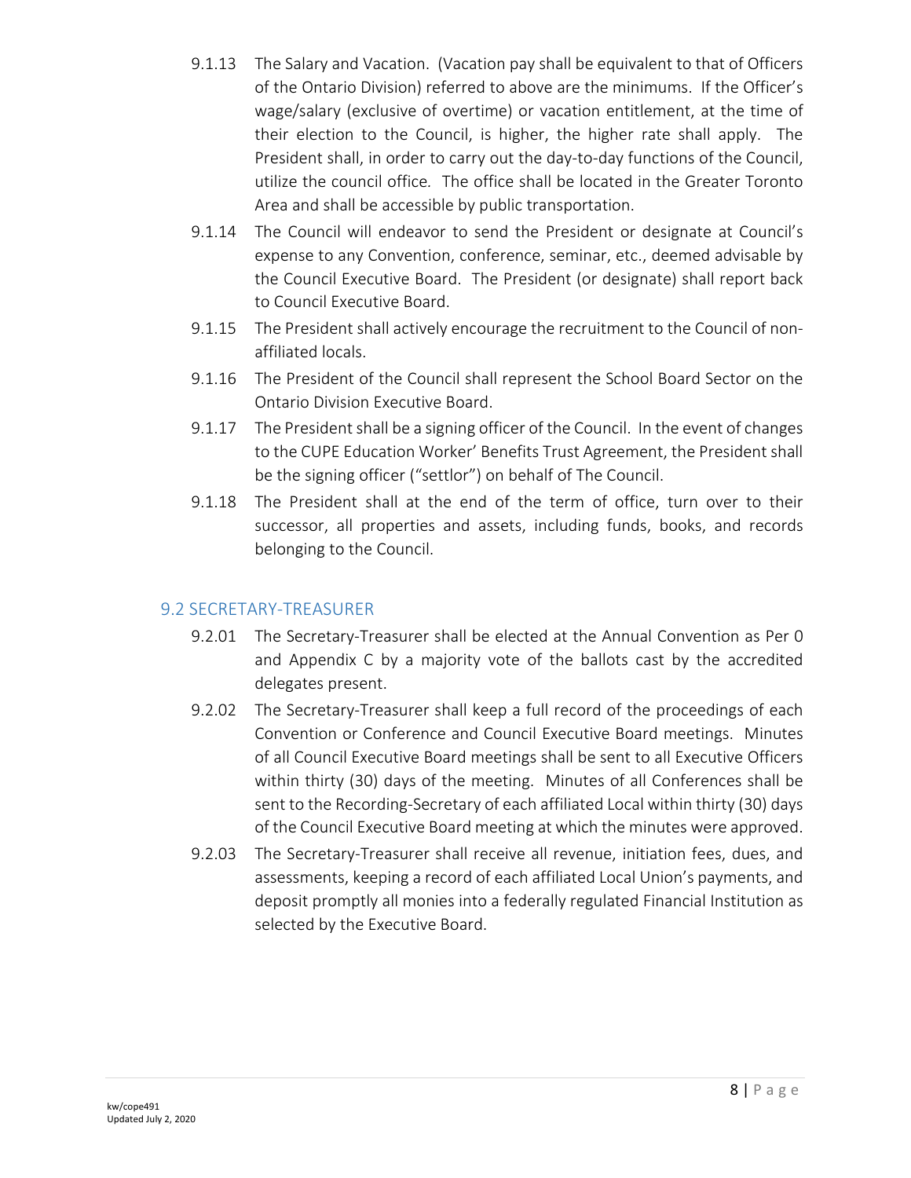9.1.13 The Salary and Vacation. (Vacation pay shall be equivalent to that of Officers of the Ontario Division) referred to above are the minimums. If the Officer's wage/salary (exclusive of overtime) or vacation entitlement, at the time of their election to the Council, is higher, the higher rate shall apply. The President shall, in order to carry out the day-to-day functions of the Council, utilize the council office. The office shall be located in the Greater Toronto Area and shall be accessible by public transportation.

9.1.14 The Council will endeavor to send the President or designate at Council's expense to any Convention, conference, seminar, etc., deemed advisable by the Council Executive Board. The President (or designate) shall report back to Council Executive Board.

9.1.15 The President shall actively encourage the recruitment to the Council of non-affiliated locals.

9.1.16 The President of the Council shall represent the School Board Sector on the Ontario Division Executive Board.

9.1.17 The President shall be a signing officer of the Council. In the event of changes to the CUPE Education Worker' Benefits Trust Agreement, the President shall be the signing officer ("settlor") on behalf of The Council.

9.1.18 The President shall at the end of the term of office, turn over to their successor, all properties and assets, including funds, books, and records belonging to the Council.

## 9.2 SECRETARY-TREASURER

9.2.01 The Secretary-Treasurer shall be elected at the Annual Convention as Per 0 and Appendix C by a majority vote of the ballots cast by the accredited delegates present.

9.2.02 The Secretary-Treasurer shall keep a full record of the proceedings of each Convention or Conference and Council Executive Board meetings. Minutes of all Council Executive Board meetings shall be sent to all Executive Officers within thirty (30) days of the meeting. Minutes of all Conferences shall be sent to the Recording-Secretary of each affiliated Local within thirty (30) days of the Council Executive Board meeting at which the minutes were approved.

9.2.03 The Secretary-Treasurer shall receive all revenue, initiation fees, dues, and assessments, keeping a record of each affiliated Local Union's payments, and deposit promptly all monies into a federally regulated Financial Institution as selected by the Executive Board.

kw/cope491
Updated July 2, 2020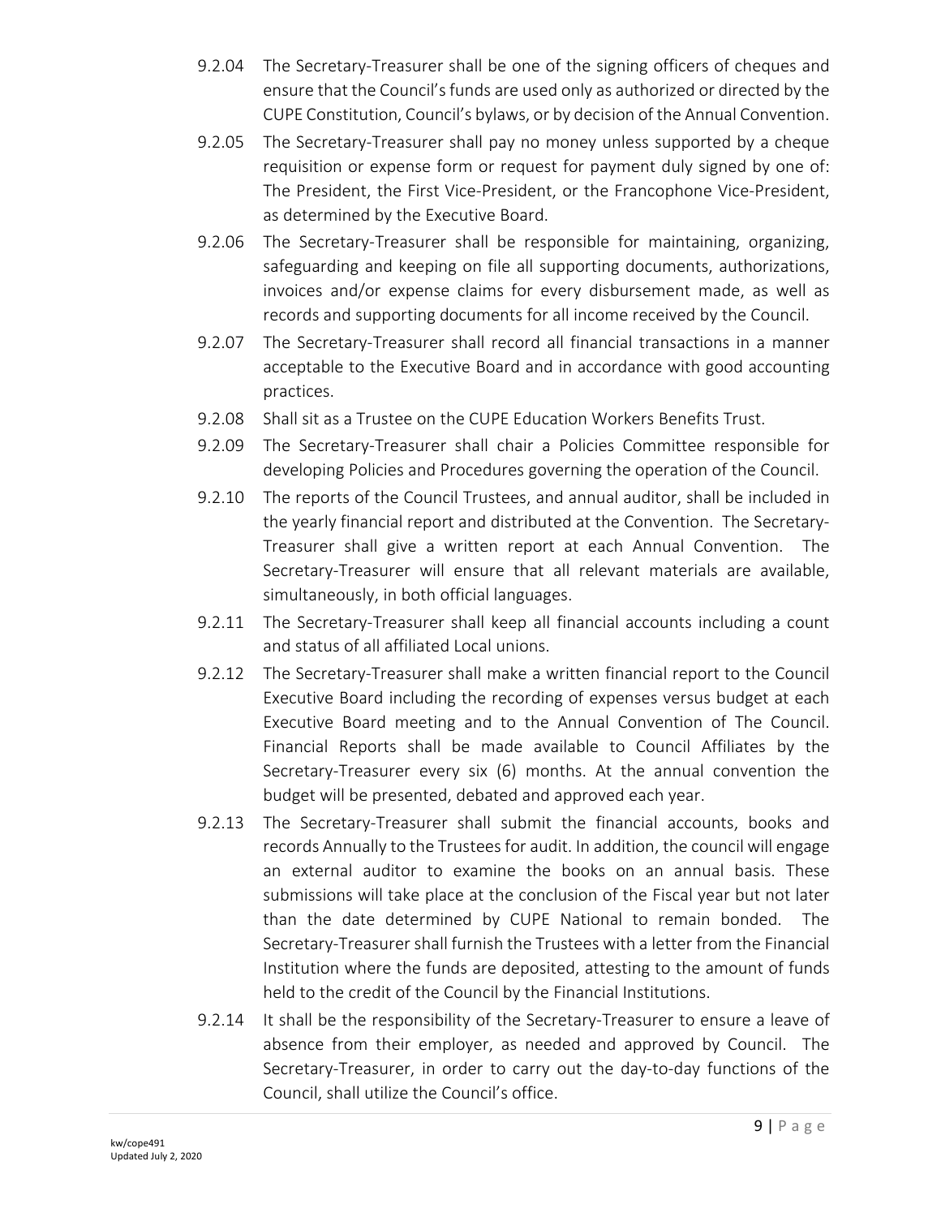9.2.04 The Secretary-Treasurer shall be one of the signing officers of cheques and ensure that the Council's funds are used only as authorized or directed by the CUPE Constitution, Council's bylaws, or by decision of the Annual Convention.

9.2.05 The Secretary-Treasurer shall pay no money unless supported by a cheque requisition or expense form or request for payment duly signed by one of: The President, the First Vice-President, or the Francophone Vice-President, as determined by the Executive Board.

9.2.06 The Secretary-Treasurer shall be responsible for maintaining, organizing, safeguarding and keeping on file all supporting documents, authorizations, invoices and/or expense claims for every disbursement made, as well as records and supporting documents for all income received by the Council.

9.2.07 The Secretary-Treasurer shall record all financial transactions in a manner acceptable to the Executive Board and in accordance with good accounting practices.

9.2.08 Shall sit as a Trustee on the CUPE Education Workers Benefits Trust.

9.2.09 The Secretary-Treasurer shall chair a Policies Committee responsible for developing Policies and Procedures governing the operation of the Council.

9.2.10 The reports of the Council Trustees, and annual auditor, shall be included in the yearly financial report and distributed at the Convention. The Secretary-Treasurer shall give a written report at each Annual Convention. The Secretary-Treasurer will ensure that all relevant materials are available, simultaneously, in both official languages.

9.2.11 The Secretary-Treasurer shall keep all financial accounts including a count and status of all affiliated Local unions.

9.2.12 The Secretary-Treasurer shall make a written financial report to the Council Executive Board including the recording of expenses versus budget at each Executive Board meeting and to the Annual Convention of The Council. Financial Reports shall be made available to Council Affiliates by the Secretary-Treasurer every six (6) months. At the annual convention the budget will be presented, debated and approved each year.

9.2.13 The Secretary-Treasurer shall submit the financial accounts, books and records Annually to the Trustees for audit. In addition, the council will engage an external auditor to examine the books on an annual basis. These submissions will take place at the conclusion of the Fiscal year but not later than the date determined by CUPE National to remain bonded. The Secretary-Treasurer shall furnish the Trustees with a letter from the Financial Institution where the funds are deposited, attesting to the amount of funds held to the credit of the Council by the Financial Institutions.

9.2.14 It shall be the responsibility of the Secretary-Treasurer to ensure a leave of absence from their employer, as needed and approved by Council. The Secretary-Treasurer, in order to carry out the day-to-day functions of the Council, shall utilize the Council's office.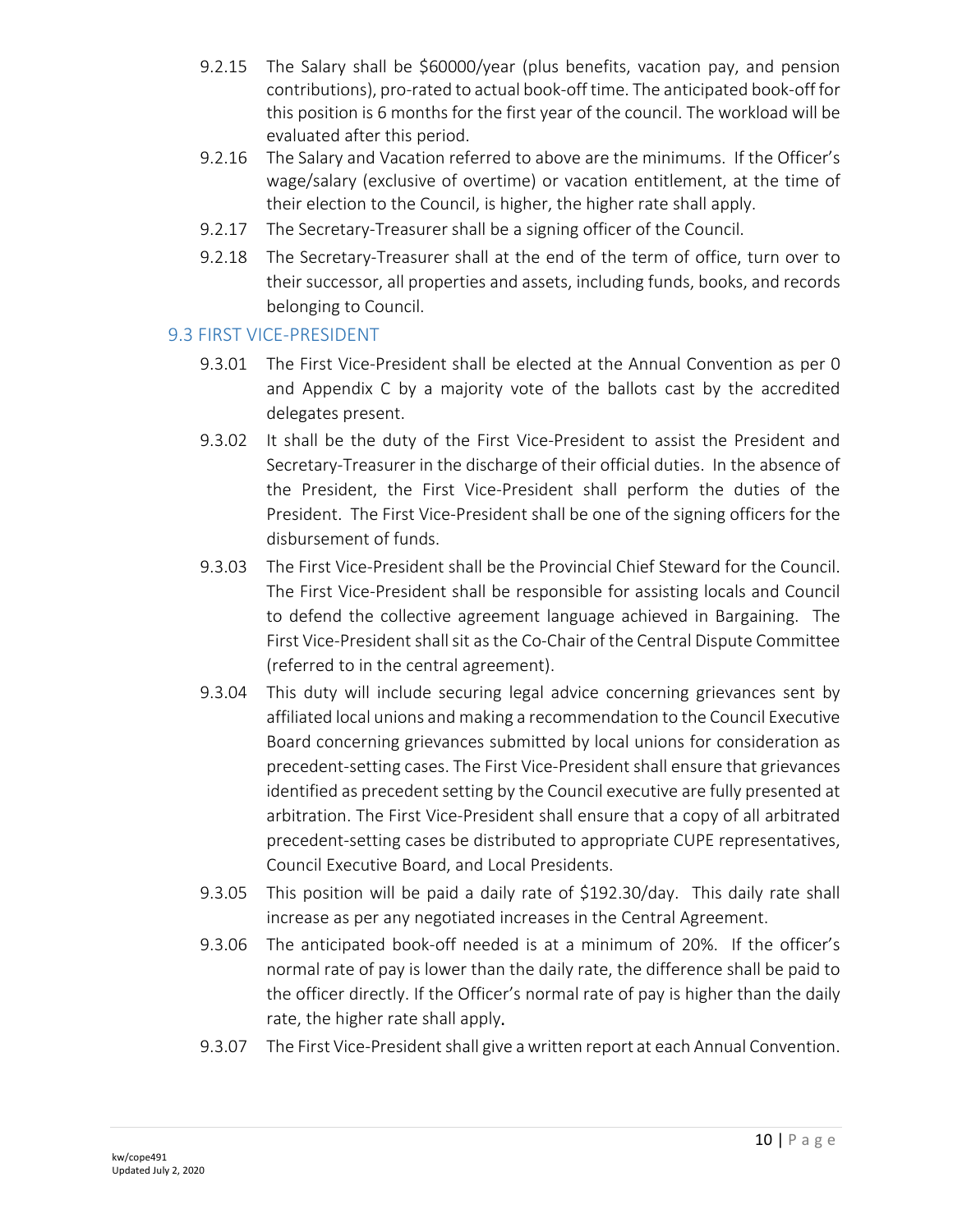9.2.15 The Salary shall be $60000/year (plus benefits, vacation pay, and pension contributions), pro-rated to actual book-off time. The anticipated book-off for this position is 6 months for the first year of the council. The workload will be evaluated after this period.

9.2.16 The Salary and Vacation referred to above are the minimums. If the Officer's wage/salary (exclusive of overtime) or vacation entitlement, at the time of their election to the Council, is higher, the higher rate shall apply.

9.2.17 The Secretary-Treasurer shall be a signing officer of the Council.

9.2.18 The Secretary-Treasurer shall at the end of the term of office, turn over to their successor, all properties and assets, including funds, books, and records belonging to Council.

## 9.3 FIRST VICE-PRESIDENT

9.3.01 The First Vice-President shall be elected at the Annual Convention as per 0 and Appendix C by a majority vote of the ballots cast by the accredited delegates present.

9.3.02 It shall be the duty of the First Vice-President to assist the President and Secretary-Treasurer in the discharge of their official duties. In the absence of the President, the First Vice-President shall perform the duties of the President. The First Vice-President shall be one of the signing officers for the disbursement of funds.

9.3.03 The First Vice-President shall be the Provincial Chief Steward for the Council. The First Vice-President shall be responsible for assisting locals and Council to defend the collective agreement language achieved in Bargaining. The First Vice-President shall sit as the Co-Chair of the Central Dispute Committee (referred to in the central agreement).

9.3.04 This duty will include securing legal advice concerning grievances sent by affiliated local unions and making a recommendation to the Council Executive Board concerning grievances submitted by local unions for consideration as precedent-setting cases. The First Vice-President shall ensure that grievances identified as precedent setting by the Council executive are fully presented at arbitration. The First Vice-President shall ensure that a copy of all arbitrated precedent-setting cases be distributed to appropriate CUPE representatives, Council Executive Board, and Local Presidents.

9.3.05 This position will be paid a daily rate of $192.30/day. This daily rate shall increase as per any negotiated increases in the Central Agreement.

9.3.06 The anticipated book-off needed is at a minimum of 20%. If the officer's normal rate of pay is lower than the daily rate, the difference shall be paid to the officer directly. If the Officer's normal rate of pay is higher than the daily rate, the higher rate shall apply.

9.3.07 The First Vice-President shall give a written report at each Annual Convention.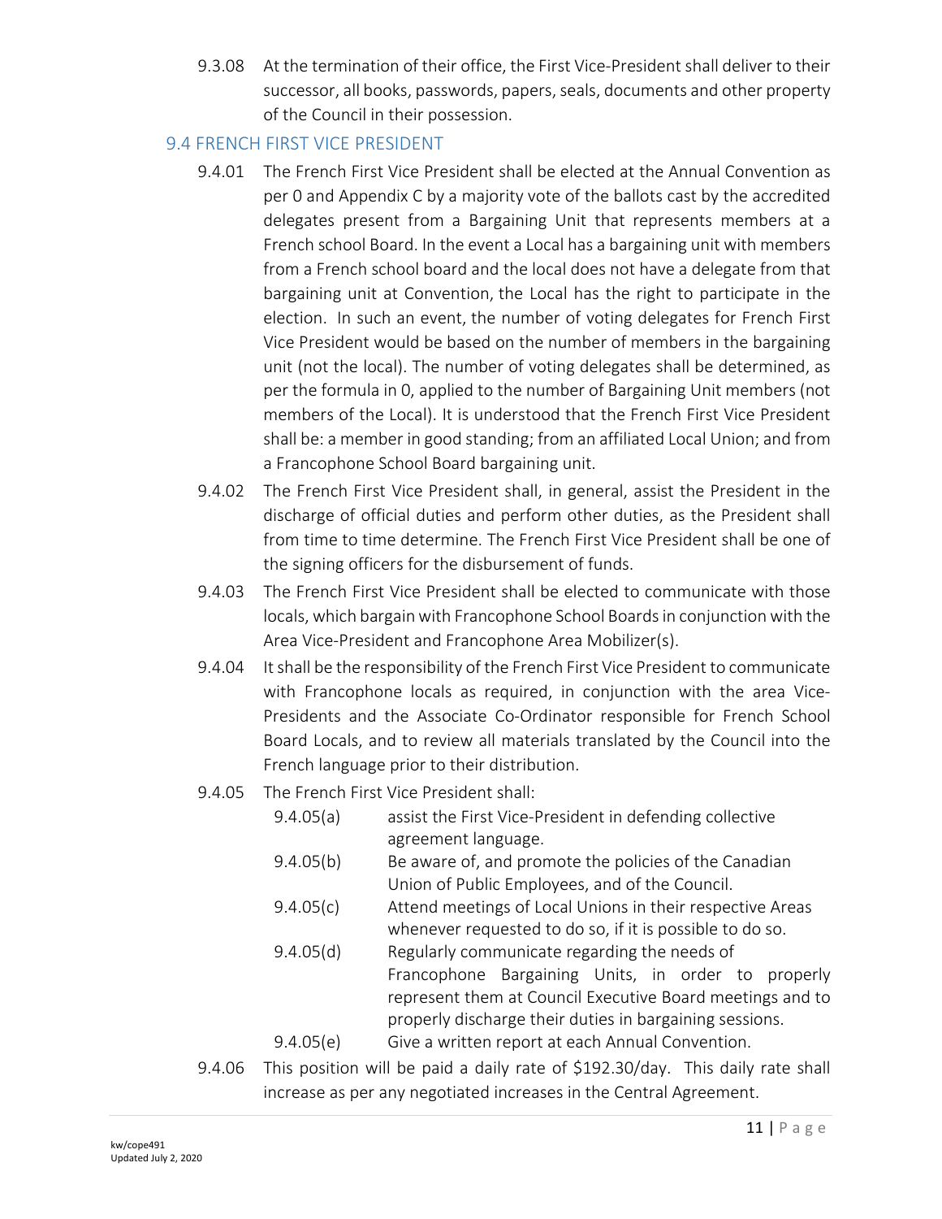9.3.08 At the termination of their office, the First Vice-President shall deliver to their successor, all books, passwords, papers, seals, documents and other property of the Council in their possession.

## 9.4 FRENCH FIRST VICE PRESIDENT

9.4.01 The French First Vice President shall be elected at the Annual Convention as per 0 and Appendix C by a majority vote of the ballots cast by the accredited delegates present from a Bargaining Unit that represents members at a French school Board. In the event a Local has a bargaining unit with members from a French school board and the local does not have a delegate from that bargaining unit at Convention, the Local has the right to participate in the election. In such an event, the number of voting delegates for French First Vice President would be based on the number of members in the bargaining unit (not the local). The number of voting delegates shall be determined, as per the formula in 0, applied to the number of Bargaining Unit members (not members of the Local). It is understood that the French First Vice President shall be: a member in good standing; from an affiliated Local Union; and from a Francophone School Board bargaining unit.

9.4.02 The French First Vice President shall, in general, assist the President in the discharge of official duties and perform other duties, as the President shall from time to time determine. The French First Vice President shall be one of the signing officers for the disbursement of funds.

9.4.03 The French First Vice President shall be elected to communicate with those locals, which bargain with Francophone School Boards in conjunction with the Area Vice-President and Francophone Area Mobilizer(s).

9.4.04 It shall be the responsibility of the French First Vice President to communicate with Francophone locals as required, in conjunction with the area Vice-Presidents and the Associate Co-Ordinator responsible for French School Board Locals, and to review all materials translated by the Council into the French language prior to their distribution.

9.4.05 The French First Vice President shall:

- 9.4.05(a) assist the First Vice-President in defending collective agreement language.
- 9.4.05(b) Be aware of, and promote the policies of the Canadian Union of Public Employees, and of the Council.
- 9.4.05(c) Attend meetings of Local Unions in their respective Areas whenever requested to do so, if it is possible to do so.
- 9.4.05(d) Regularly communicate regarding the needs of Francophone Bargaining Units, in order to properly represent them at Council Executive Board meetings and to properly discharge their duties in bargaining sessions.
- 9.4.05(e) Give a written report at each Annual Convention.

9.4.06 This position will be paid a daily rate of $192.30/day. This daily rate shall increase as per any negotiated increases in the Central Agreement.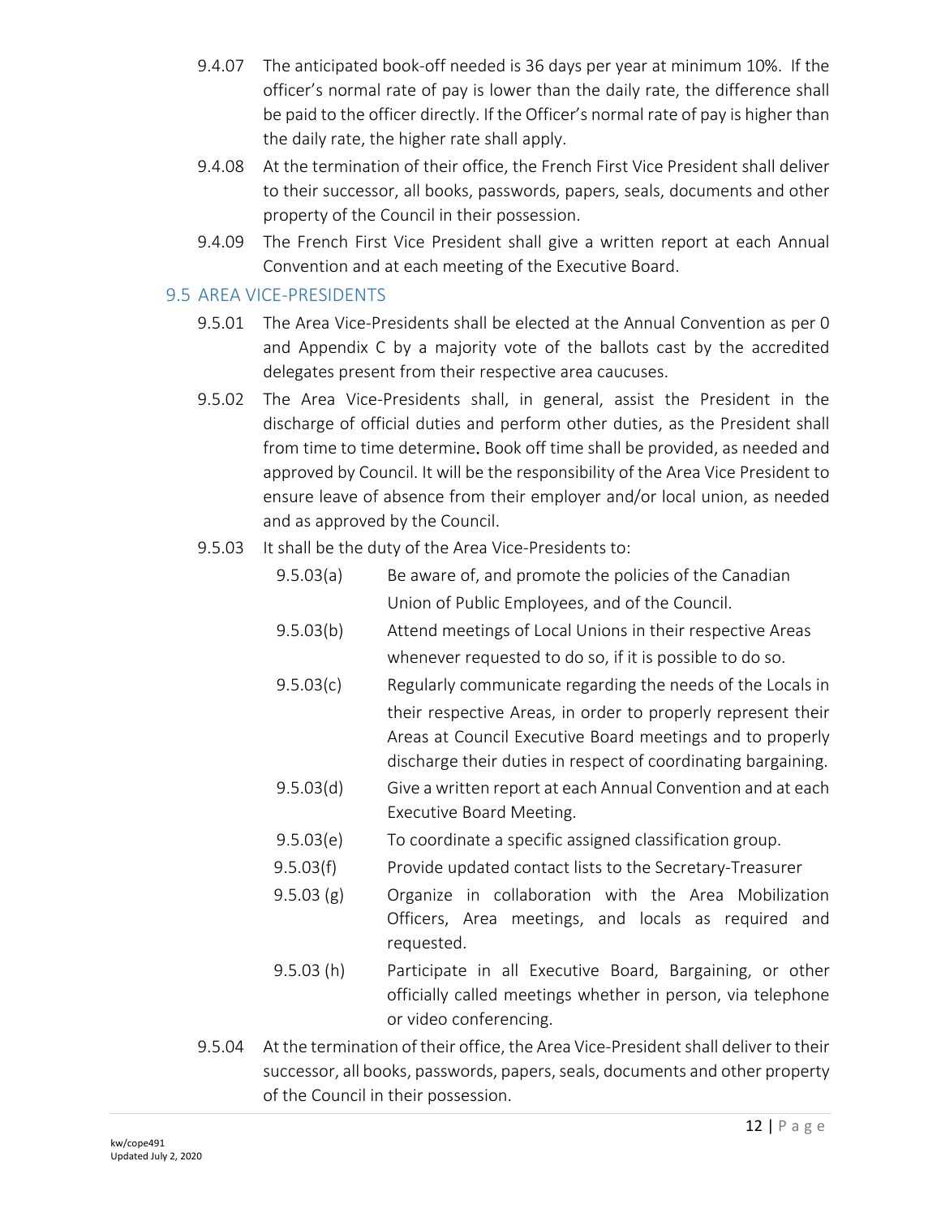9.4.07 The anticipated book-off needed is 36 days per year at minimum 10%. If the officer's normal rate of pay is lower than the daily rate, the difference shall be paid to the officer directly. If the Officer's normal rate of pay is higher than the daily rate, the higher rate shall apply.

9.4.08 At the termination of their office, the French First Vice President shall deliver to their successor, all books, passwords, papers, seals, documents and other property of the Council in their possession.

9.4.09 The French First Vice President shall give a written report at each Annual Convention and at each meeting of the Executive Board.

## 9.5 AREA VICE-PRESIDENTS

9.5.01 The Area Vice-Presidents shall be elected at the Annual Convention as per 0 and Appendix C by a majority vote of the ballots cast by the accredited delegates present from their respective area caucuses.

9.5.02 The Area Vice-Presidents shall, in general, assist the President in the discharge of official duties and perform other duties, as the President shall from time to time determine. Book off time shall be provided, as needed and approved by Council. It will be the responsibility of the Area Vice President to ensure leave of absence from their employer and/or local union, as needed and as approved by the Council.

9.5.03 It shall be the duty of the Area Vice-Presidents to:

- 9.5.03(a) Be aware of, and promote the policies of the Canadian Union of Public Employees, and of the Council.
- 9.5.03(b) Attend meetings of Local Unions in their respective Areas whenever requested to do so, if it is possible to do so.
- 9.5.03(c) Regularly communicate regarding the needs of the Locals in their respective Areas, in order to properly represent their Areas at Council Executive Board meetings and to properly discharge their duties in respect of coordinating bargaining.
- 9.5.03(d) Give a written report at each Annual Convention and at each Executive Board Meeting.
- 9.5.03(e) To coordinate a specific assigned classification group.
- 9.5.03(f) Provide updated contact lists to the Secretary-Treasurer
- 9.5.03 (g) Organize in collaboration with the Area Mobilization Officers, Area meetings, and locals as required and requested.
- 9.5.03 (h) Participate in all Executive Board, Bargaining, or other officially called meetings whether in person, via telephone or video conferencing.

9.5.04 At the termination of their office, the Area Vice-President shall deliver to their successor, all books, passwords, papers, seals, documents and other property of the Council in their possession.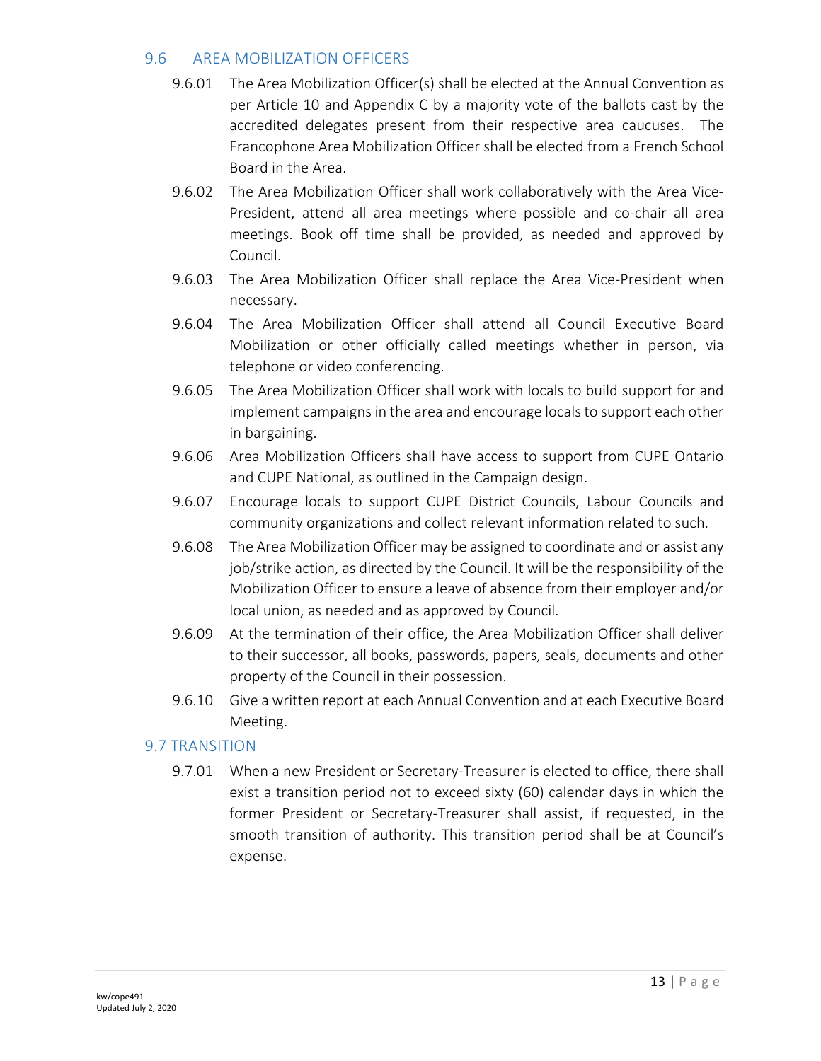## 9.6 AREA MOBILIZATION OFFICERS

9.6.01 The Area Mobilization Officer(s) shall be elected at the Annual Convention as per Article 10 and Appendix C by a majority vote of the ballots cast by the accredited delegates present from their respective area caucuses. The Francophone Area Mobilization Officer shall be elected from a French School Board in the Area.

9.6.02 The Area Mobilization Officer shall work collaboratively with the Area Vice-President, attend all area meetings where possible and co-chair all area meetings. Book off time shall be provided, as needed and approved by Council.

9.6.03 The Area Mobilization Officer shall replace the Area Vice-President when necessary.

9.6.04 The Area Mobilization Officer shall attend all Council Executive Board Mobilization or other officially called meetings whether in person, via telephone or video conferencing.

9.6.05 The Area Mobilization Officer shall work with locals to build support for and implement campaigns in the area and encourage locals to support each other in bargaining.

9.6.06 Area Mobilization Officers shall have access to support from CUPE Ontario and CUPE National, as outlined in the Campaign design.

9.6.07 Encourage locals to support CUPE District Councils, Labour Councils and community organizations and collect relevant information related to such.

9.6.08 The Area Mobilization Officer may be assigned to coordinate and or assist any job/strike action, as directed by the Council. It will be the responsibility of the Mobilization Officer to ensure a leave of absence from their employer and/or local union, as needed and as approved by Council.

9.6.09 At the termination of their office, the Area Mobilization Officer shall deliver to their successor, all books, passwords, papers, seals, documents and other property of the Council in their possession.

9.6.10 Give a written report at each Annual Convention and at each Executive Board Meeting.

## 9.7 TRANSITION

9.7.01 When a new President or Secretary-Treasurer is elected to office, there shall exist a transition period not to exceed sixty (60) calendar days in which the former President or Secretary-Treasurer shall assist, if requested, in the smooth transition of authority. This transition period shall be at Council's expense.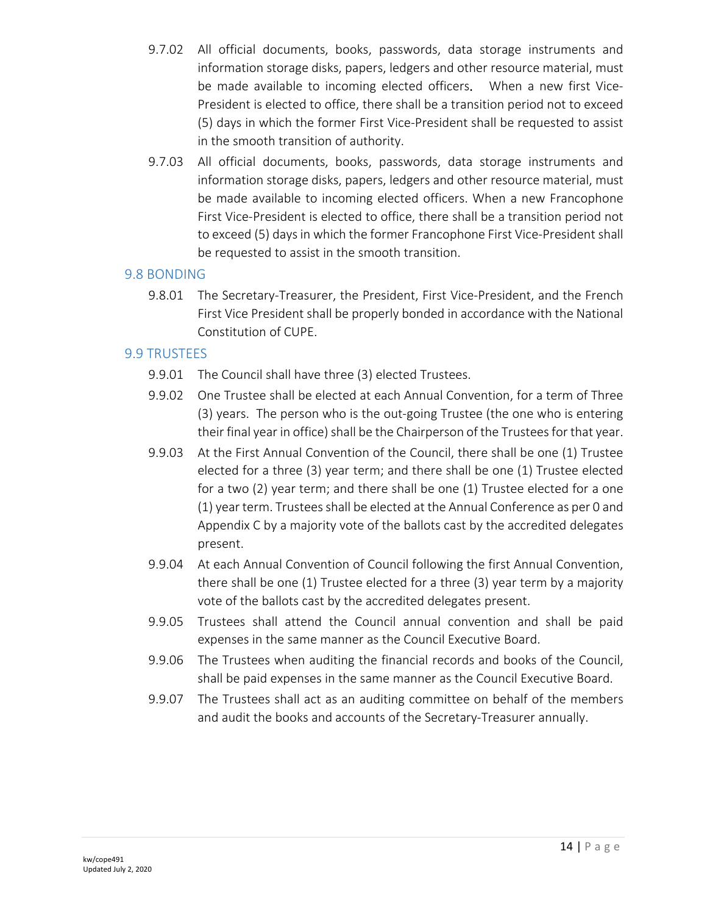9.7.02 All official documents, books, passwords, data storage instruments and information storage disks, papers, ledgers and other resource material, must be made available to incoming elected officers. When a new first Vice-President is elected to office, there shall be a transition period not to exceed (5) days in which the former First Vice-President shall be requested to assist in the smooth transition of authority.

9.7.03 All official documents, books, passwords, data storage instruments and information storage disks, papers, ledgers and other resource material, must be made available to incoming elected officers. When a new Francophone First Vice-President is elected to office, there shall be a transition period not to exceed (5) days in which the former Francophone First Vice-President shall be requested to assist in the smooth transition.

## 9.8 BONDING

9.8.01 The Secretary-Treasurer, the President, First Vice-President, and the French First Vice President shall be properly bonded in accordance with the National Constitution of CUPE.

## 9.9 TRUSTEES

9.9.01 The Council shall have three (3) elected Trustees.

9.9.02 One Trustee shall be elected at each Annual Convention, for a term of Three (3) years. The person who is the out-going Trustee (the one who is entering their final year in office) shall be the Chairperson of the Trustees for that year.

9.9.03 At the First Annual Convention of the Council, there shall be one (1) Trustee elected for a three (3) year term; and there shall be one (1) Trustee elected for a two (2) year term; and there shall be one (1) Trustee elected for a one (1) year term. Trustees shall be elected at the Annual Conference as per 0 and Appendix C by a majority vote of the ballots cast by the accredited delegates present.

9.9.04 At each Annual Convention of Council following the first Annual Convention, there shall be one (1) Trustee elected for a three (3) year term by a majority vote of the ballots cast by the accredited delegates present.

9.9.05 Trustees shall attend the Council annual convention and shall be paid expenses in the same manner as the Council Executive Board.

9.9.06 The Trustees when auditing the financial records and books of the Council, shall be paid expenses in the same manner as the Council Executive Board.

9.9.07 The Trustees shall act as an auditing committee on behalf of the members and audit the books and accounts of the Secretary-Treasurer annually.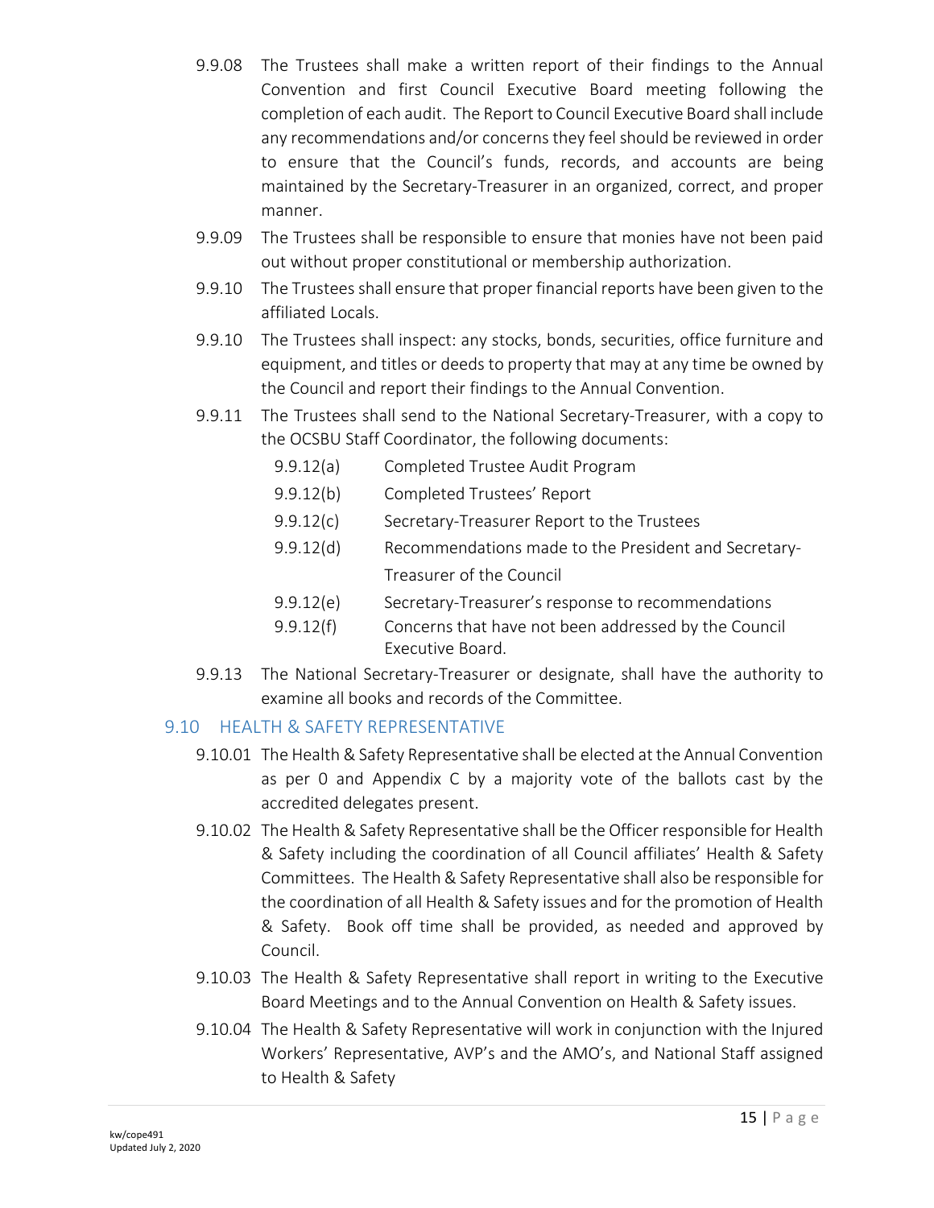9.9.08 The Trustees shall make a written report of their findings to the Annual Convention and first Council Executive Board meeting following the completion of each audit. The Report to Council Executive Board shall include any recommendations and/or concerns they feel should be reviewed in order to ensure that the Council's funds, records, and accounts are being maintained by the Secretary-Treasurer in an organized, correct, and proper manner.

9.9.09 The Trustees shall be responsible to ensure that monies have not been paid out without proper constitutional or membership authorization.

9.9.10 The Trustees shall ensure that proper financial reports have been given to the affiliated Locals.

9.9.10 The Trustees shall inspect: any stocks, bonds, securities, office furniture and equipment, and titles or deeds to property that may at any time be owned by the Council and report their findings to the Annual Convention.

9.9.11 The Trustees shall send to the National Secretary-Treasurer, with a copy to the OCSBU Staff Coordinator, the following documents:

- 9.9.12(a) Completed Trustee Audit Program
- 9.9.12(b) Completed Trustees' Report
- 9.9.12(c) Secretary-Treasurer Report to the Trustees
- 9.9.12(d) Recommendations made to the President and Secretary-Treasurer of the Council
- 9.9.12(e) Secretary-Treasurer's response to recommendations
- 9.9.12(f) Concerns that have not been addressed by the Council Executive Board.

9.9.13 The National Secretary-Treasurer or designate, shall have the authority to examine all books and records of the Committee.

## 9.10 HEALTH & SAFETY REPRESENTATIVE

9.10.01 The Health & Safety Representative shall be elected at the Annual Convention as per 0 and Appendix C by a majority vote of the ballots cast by the accredited delegates present.

9.10.02 The Health & Safety Representative shall be the Officer responsible for Health & Safety including the coordination of all Council affiliates' Health & Safety Committees. The Health & Safety Representative shall also be responsible for the coordination of all Health & Safety issues and for the promotion of Health & Safety. Book off time shall be provided, as needed and approved by Council.

9.10.03 The Health & Safety Representative shall report in writing to the Executive Board Meetings and to the Annual Convention on Health & Safety issues.

9.10.04 The Health & Safety Representative will work in conjunction with the Injured Workers' Representative, AVP's and the AMO's, and National Staff assigned to Health & Safety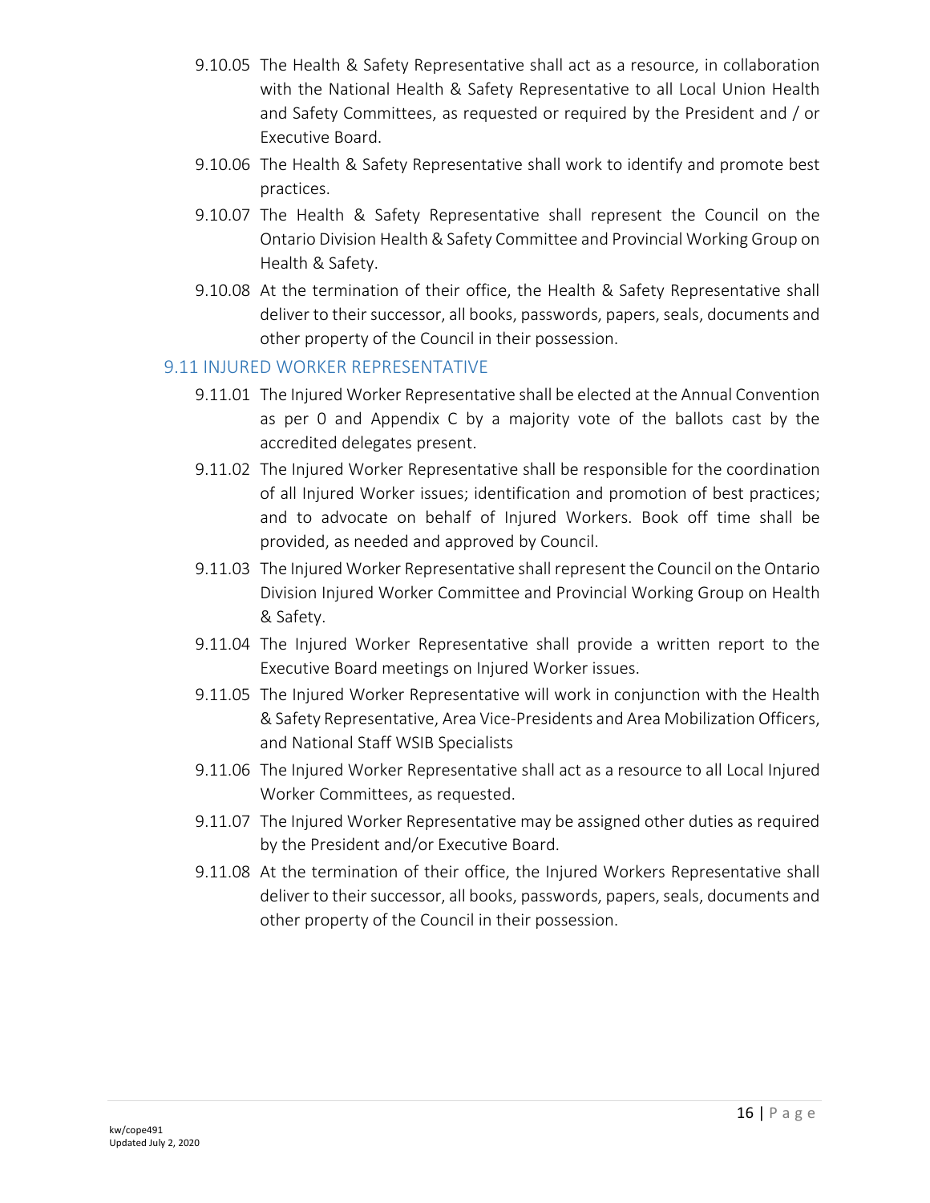9.10.05 The Health & Safety Representative shall act as a resource, in collaboration with the National Health & Safety Representative to all Local Union Health and Safety Committees, as requested or required by the President and / or Executive Board.

9.10.06 The Health & Safety Representative shall work to identify and promote best practices.

9.10.07 The Health & Safety Representative shall represent the Council on the Ontario Division Health & Safety Committee and Provincial Working Group on Health & Safety.

9.10.08 At the termination of their office, the Health & Safety Representative shall deliver to their successor, all books, passwords, papers, seals, documents and other property of the Council in their possession.

## 9.11 INJURED WORKER REPRESENTATIVE

9.11.01 The Injured Worker Representative shall be elected at the Annual Convention as per 0 and Appendix C by a majority vote of the ballots cast by the accredited delegates present.

9.11.02 The Injured Worker Representative shall be responsible for the coordination of all Injured Worker issues; identification and promotion of best practices; and to advocate on behalf of Injured Workers. Book off time shall be provided, as needed and approved by Council.

9.11.03 The Injured Worker Representative shall represent the Council on the Ontario Division Injured Worker Committee and Provincial Working Group on Health & Safety.

9.11.04 The Injured Worker Representative shall provide a written report to the Executive Board meetings on Injured Worker issues.

9.11.05 The Injured Worker Representative will work in conjunction with the Health & Safety Representative, Area Vice-Presidents and Area Mobilization Officers, and National Staff WSIB Specialists

9.11.06 The Injured Worker Representative shall act as a resource to all Local Injured Worker Committees, as requested.

9.11.07 The Injured Worker Representative may be assigned other duties as required by the President and/or Executive Board.

9.11.08 At the termination of their office, the Injured Workers Representative shall deliver to their successor, all books, passwords, papers, seals, documents and other property of the Council in their possession.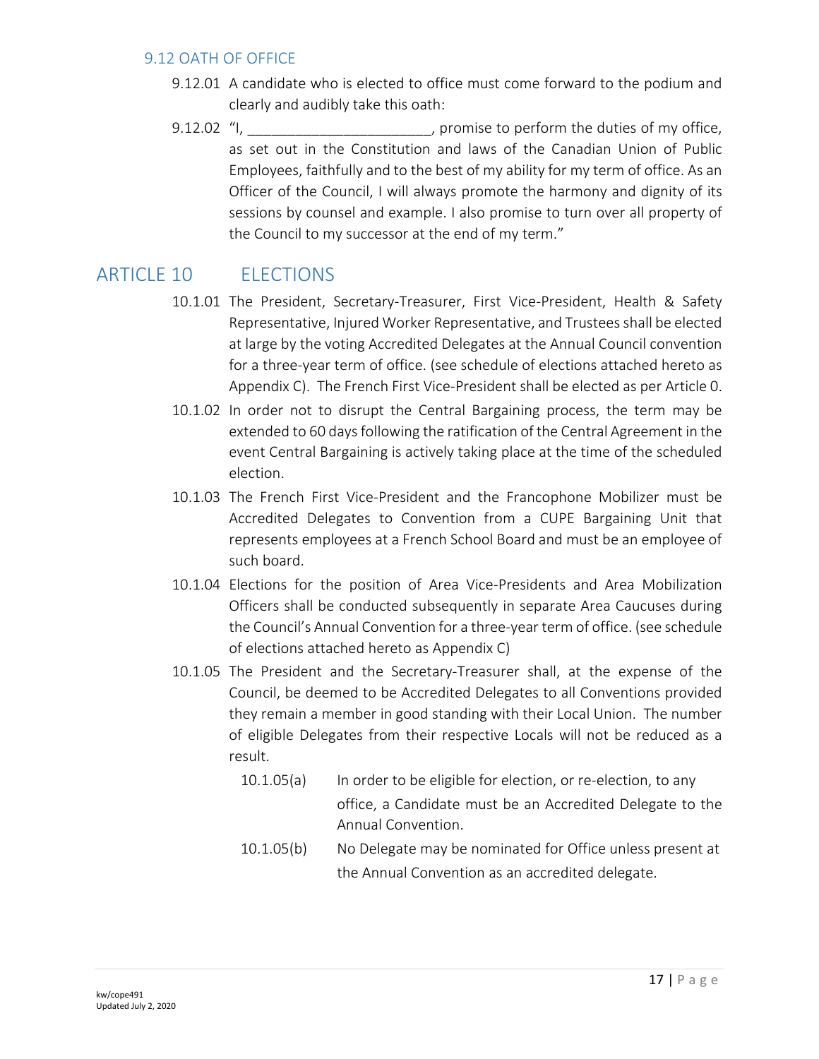### 9.12 OATH OF OFFICE

9.12.01 A candidate who is elected to office must come forward to the podium and clearly and audibly take this oath:

9.12.02 "I, ______________________, promise to perform the duties of my office, as set out in the Constitution and laws of the Canadian Union of Public Employees, faithfully and to the best of my ability for my term of office. As an Officer of the Council, I will always promote the harmony and dignity of its sessions by counsel and example. I also promise to turn over all property of the Council to my successor at the end of my term."

## ARTICLE 10 ELECTIONS

10.1.01 The President, Secretary-Treasurer, First Vice-President, Health & Safety Representative, Injured Worker Representative, and Trustees shall be elected at large by the voting Accredited Delegates at the Annual Council convention for a three-year term of office. (see schedule of elections attached hereto as Appendix C). The French First Vice-President shall be elected as per Article 0.

10.1.02 In order not to disrupt the Central Bargaining process, the term may be extended to 60 days following the ratification of the Central Agreement in the event Central Bargaining is actively taking place at the time of the scheduled election.

10.1.03 The French First Vice-President and the Francophone Mobilizer must be Accredited Delegates to Convention from a CUPE Bargaining Unit that represents employees at a French School Board and must be an employee of such board.

10.1.04 Elections for the position of Area Vice-Presidents and Area Mobilization Officers shall be conducted subsequently in separate Area Caucuses during the Council's Annual Convention for a three-year term of office. (see schedule of elections attached hereto as Appendix C)

10.1.05 The President and the Secretary-Treasurer shall, at the expense of the Council, be deemed to be Accredited Delegates to all Conventions provided they remain a member in good standing with their Local Union. The number of eligible Delegates from their respective Locals will not be reduced as a result.

10.1.05(a) In order to be eligible for election, or re-election, to any office, a Candidate must be an Accredited Delegate to the Annual Convention.

10.1.05(b) No Delegate may be nominated for Office unless present at the Annual Convention as an accredited delegate.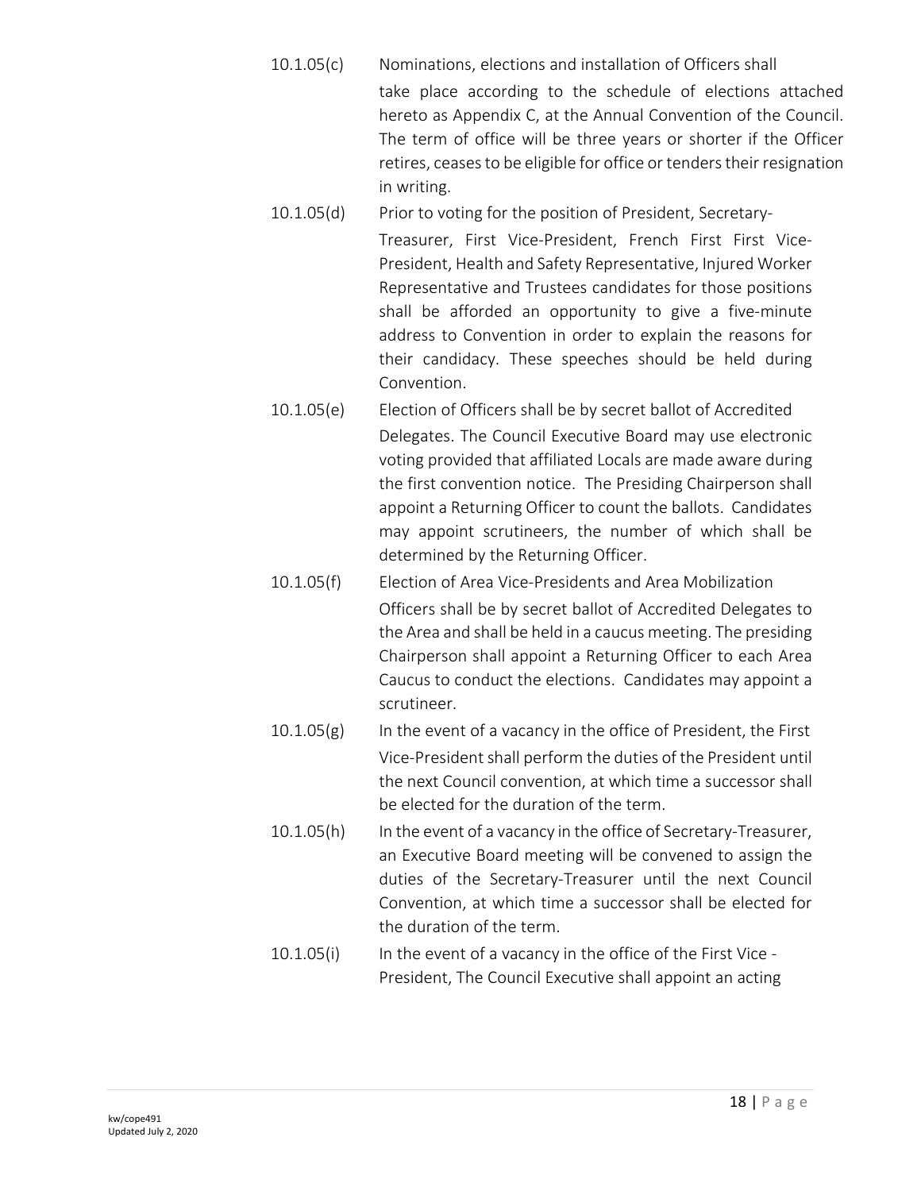10.1.05(c) Nominations, elections and installation of Officers shall take place according to the schedule of elections attached hereto as Appendix C, at the Annual Convention of the Council. The term of office will be three years or shorter if the Officer retires, ceases to be eligible for office or tenders their resignation in writing.

10.1.05(d) Prior to voting for the position of President, Secretary-Treasurer, First Vice-President, French First First Vice-President, Health and Safety Representative, Injured Worker Representative and Trustees candidates for those positions shall be afforded an opportunity to give a five-minute address to Convention in order to explain the reasons for their candidacy. These speeches should be held during Convention.

10.1.05(e) Election of Officers shall be by secret ballot of Accredited Delegates. The Council Executive Board may use electronic voting provided that affiliated Locals are made aware during the first convention notice. The Presiding Chairperson shall appoint a Returning Officer to count the ballots. Candidates may appoint scrutineers, the number of which shall be determined by the Returning Officer.

10.1.05(f) Election of Area Vice-Presidents and Area Mobilization Officers shall be by secret ballot of Accredited Delegates to the Area and shall be held in a caucus meeting. The presiding Chairperson shall appoint a Returning Officer to each Area Caucus to conduct the elections. Candidates may appoint a scrutineer.

10.1.05(g) In the event of a vacancy in the office of President, the First Vice-President shall perform the duties of the President until the next Council convention, at which time a successor shall be elected for the duration of the term.

10.1.05(h) In the event of a vacancy in the office of Secretary-Treasurer, an Executive Board meeting will be convened to assign the duties of the Secretary-Treasurer until the next Council Convention, at which time a successor shall be elected for the duration of the term.

10.1.05(i) In the event of a vacancy in the office of the First Vice - President, The Council Executive shall appoint an acting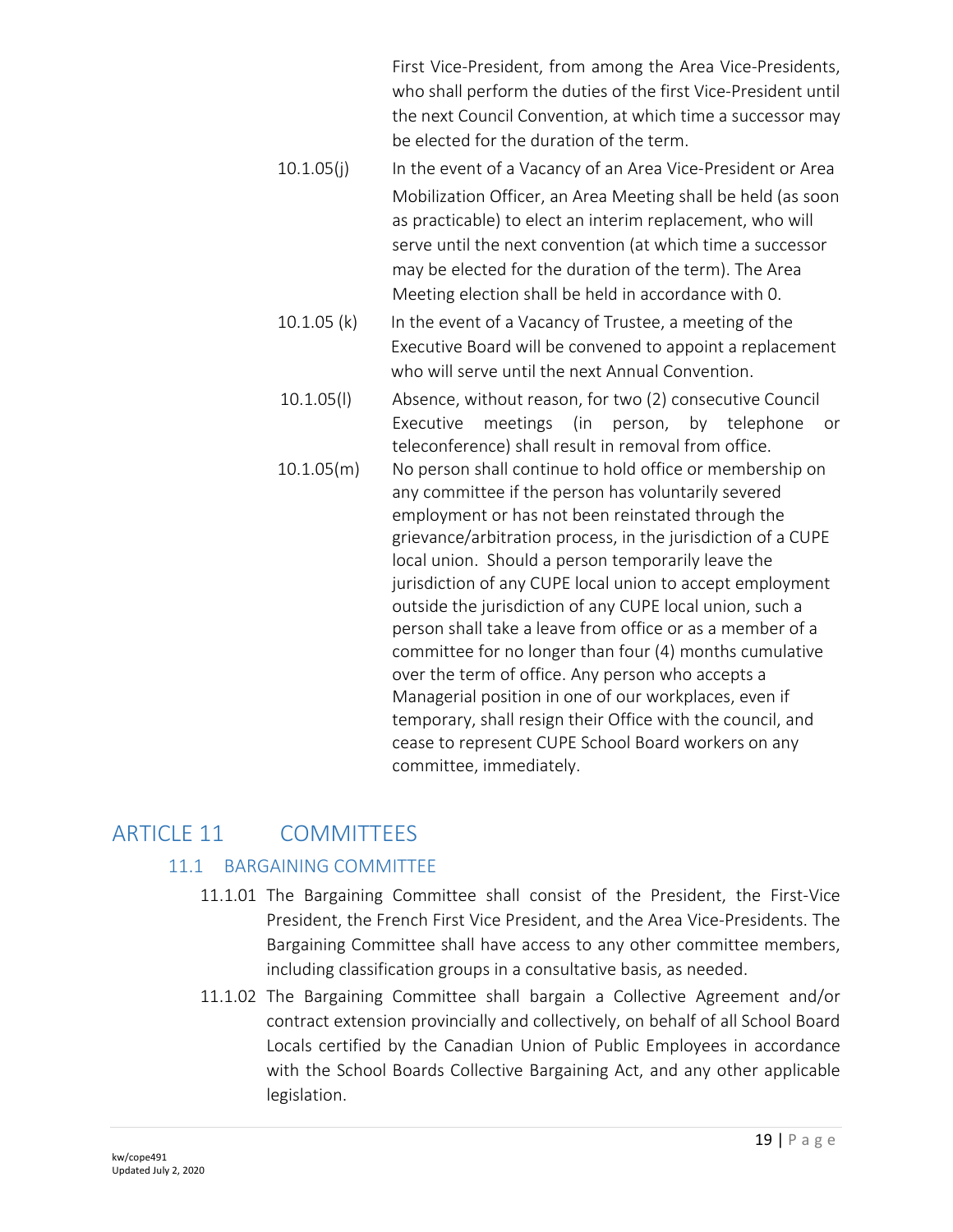First Vice-President, from among the Area Vice-Presidents, who shall perform the duties of the first Vice-President until the next Council Convention, at which time a successor may be elected for the duration of the term.

10.1.05(j) In the event of a Vacancy of an Area Vice-President or Area Mobilization Officer, an Area Meeting shall be held (as soon as practicable) to elect an interim replacement, who will serve until the next convention (at which time a successor may be elected for the duration of the term). The Area Meeting election shall be held in accordance with 0.

10.1.05 (k) In the event of a Vacancy of Trustee, a meeting of the Executive Board will be convened to appoint a replacement who will serve until the next Annual Convention.

10.1.05(l) Absence, without reason, for two (2) consecutive Council Executive meetings (in person, by telephone or teleconference) shall result in removal from office.

10.1.05(m) No person shall continue to hold office or membership on any committee if the person has voluntarily severed employment or has not been reinstated through the grievance/arbitration process, in the jurisdiction of a CUPE local union. Should a person temporarily leave the jurisdiction of any CUPE local union to accept employment outside the jurisdiction of any CUPE local union, such a person shall take a leave from office or as a member of a committee for no longer than four (4) months cumulative over the term of office. Any person who accepts a Managerial position in one of our workplaces, even if temporary, shall resign their Office with the council, and cease to represent CUPE School Board workers on any committee, immediately.

# ARTICLE 11 COMMITTEES

## 11.1 BARGAINING COMMITTEE

11.1.01 The Bargaining Committee shall consist of the President, the First-Vice President, the French First Vice President, and the Area Vice-Presidents. The Bargaining Committee shall have access to any other committee members, including classification groups in a consultative basis, as needed.

11.1.02 The Bargaining Committee shall bargain a Collective Agreement and/or contract extension provincially and collectively, on behalf of all School Board Locals certified by the Canadian Union of Public Employees in accordance with the School Boards Collective Bargaining Act, and any other applicable legislation.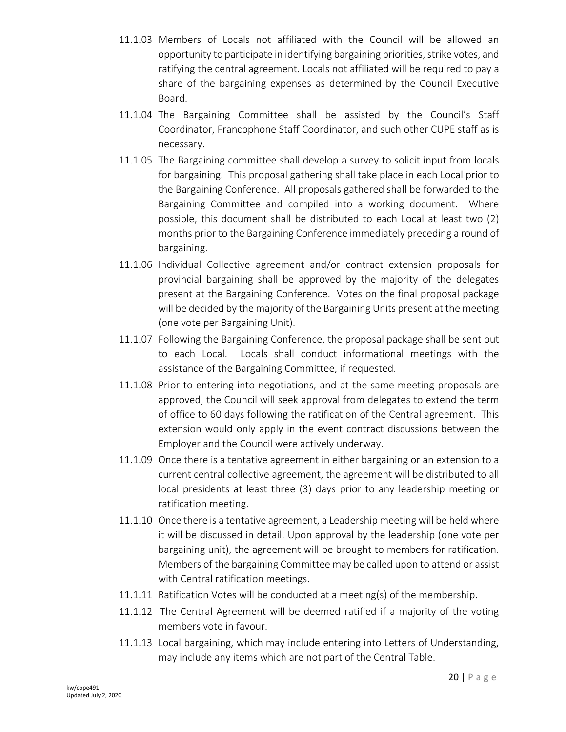11.1.03 Members of Locals not affiliated with the Council will be allowed an opportunity to participate in identifying bargaining priorities, strike votes, and ratifying the central agreement. Locals not affiliated will be required to pay a share of the bargaining expenses as determined by the Council Executive Board.

11.1.04 The Bargaining Committee shall be assisted by the Council's Staff Coordinator, Francophone Staff Coordinator, and such other CUPE staff as is necessary.

11.1.05 The Bargaining committee shall develop a survey to solicit input from locals for bargaining. This proposal gathering shall take place in each Local prior to the Bargaining Conference. All proposals gathered shall be forwarded to the Bargaining Committee and compiled into a working document. Where possible, this document shall be distributed to each Local at least two (2) months prior to the Bargaining Conference immediately preceding a round of bargaining.

11.1.06 Individual Collective agreement and/or contract extension proposals for provincial bargaining shall be approved by the majority of the delegates present at the Bargaining Conference. Votes on the final proposal package will be decided by the majority of the Bargaining Units present at the meeting (one vote per Bargaining Unit).

11.1.07 Following the Bargaining Conference, the proposal package shall be sent out to each Local. Locals shall conduct informational meetings with the assistance of the Bargaining Committee, if requested.

11.1.08 Prior to entering into negotiations, and at the same meeting proposals are approved, the Council will seek approval from delegates to extend the term of office to 60 days following the ratification of the Central agreement. This extension would only apply in the event contract discussions between the Employer and the Council were actively underway.

11.1.09 Once there is a tentative agreement in either bargaining or an extension to a current central collective agreement, the agreement will be distributed to all local presidents at least three (3) days prior to any leadership meeting or ratification meeting.

11.1.10 Once there is a tentative agreement, a Leadership meeting will be held where it will be discussed in detail. Upon approval by the leadership (one vote per bargaining unit), the agreement will be brought to members for ratification. Members of the bargaining Committee may be called upon to attend or assist with Central ratification meetings.

11.1.11 Ratification Votes will be conducted at a meeting(s) of the membership.

11.1.12 The Central Agreement will be deemed ratified if a majority of the voting members vote in favour.

11.1.13 Local bargaining, which may include entering into Letters of Understanding, may include any items which are not part of the Central Table.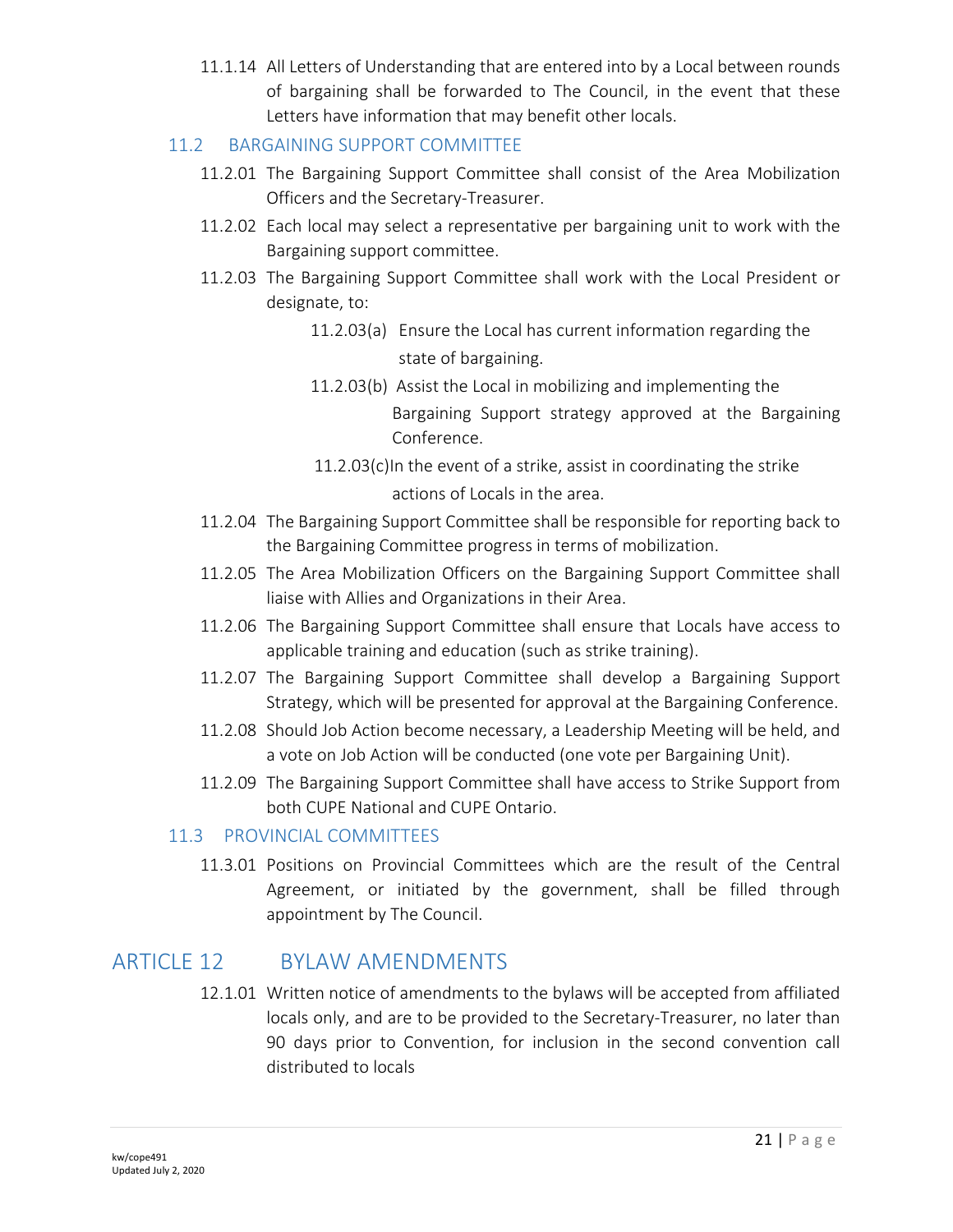11.1.14 All Letters of Understanding that are entered into by a Local between rounds of bargaining shall be forwarded to The Council, in the event that these Letters have information that may benefit other locals.

## 11.2 BARGAINING SUPPORT COMMITTEE

11.2.01 The Bargaining Support Committee shall consist of the Area Mobilization Officers and the Secretary-Treasurer.

11.2.02 Each local may select a representative per bargaining unit to work with the Bargaining support committee.

11.2.03 The Bargaining Support Committee shall work with the Local President or designate, to:

11.2.03(a) Ensure the Local has current information regarding the state of bargaining.

11.2.03(b) Assist the Local in mobilizing and implementing the Bargaining Support strategy approved at the Bargaining Conference.

11.2.03(c) In the event of a strike, assist in coordinating the strike actions of Locals in the area.

11.2.04 The Bargaining Support Committee shall be responsible for reporting back to the Bargaining Committee progress in terms of mobilization.

11.2.05 The Area Mobilization Officers on the Bargaining Support Committee shall liaise with Allies and Organizations in their Area.

11.2.06 The Bargaining Support Committee shall ensure that Locals have access to applicable training and education (such as strike training).

11.2.07 The Bargaining Support Committee shall develop a Bargaining Support Strategy, which will be presented for approval at the Bargaining Conference.

11.2.08 Should Job Action become necessary, a Leadership Meeting will be held, and a vote on Job Action will be conducted (one vote per Bargaining Unit).

11.2.09 The Bargaining Support Committee shall have access to Strike Support from both CUPE National and CUPE Ontario.

## 11.3 PROVINCIAL COMMITTEES

11.3.01 Positions on Provincial Committees which are the result of the Central Agreement, or initiated by the government, shall be filled through appointment by The Council.

# ARTICLE 12 BYLAW AMENDMENTS

12.1.01 Written notice of amendments to the bylaws will be accepted from affiliated locals only, and are to be provided to the Secretary-Treasurer, no later than 90 days prior to Convention, for inclusion in the second convention call distributed to locals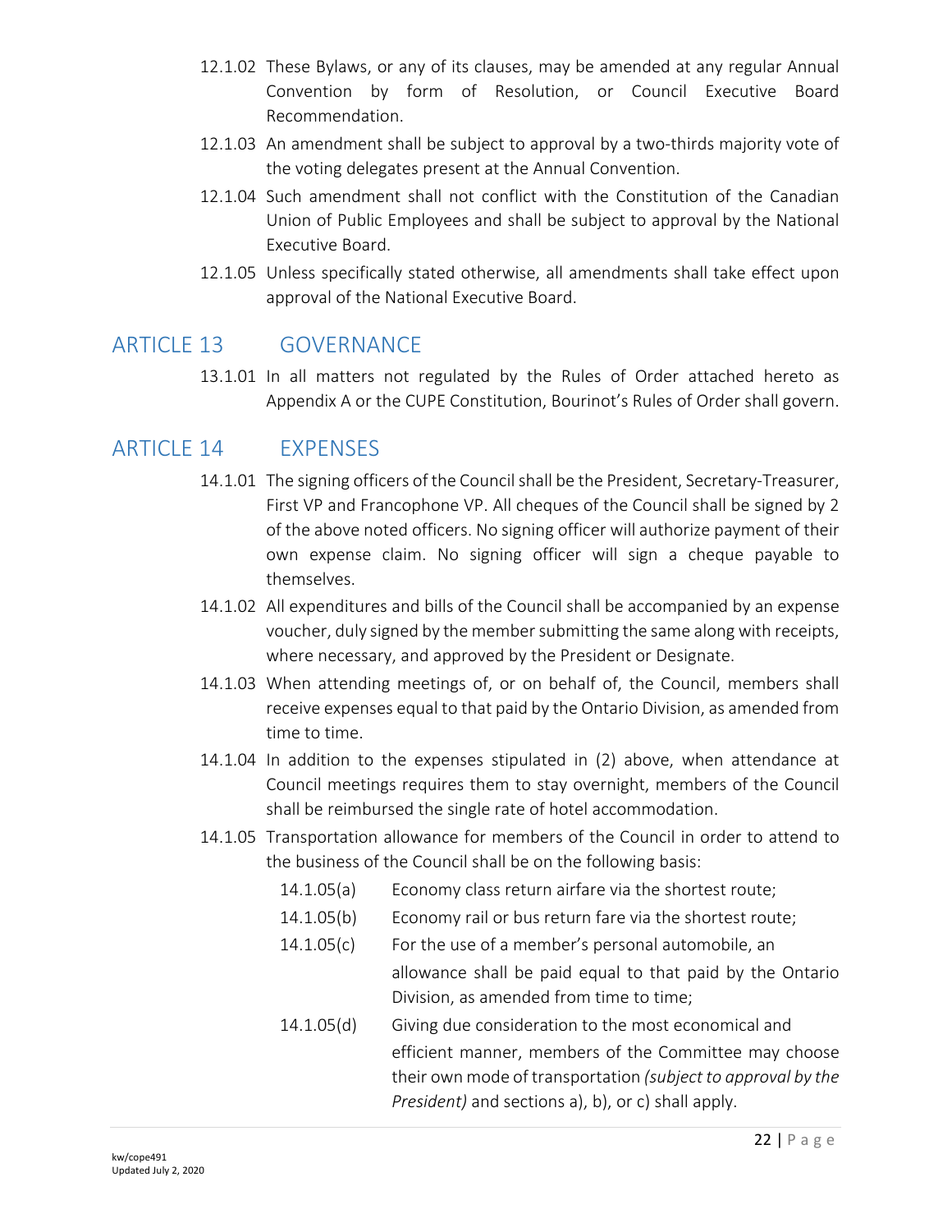12.1.02 These Bylaws, or any of its clauses, may be amended at any regular Annual Convention by form of Resolution, or Council Executive Board Recommendation.

12.1.03 An amendment shall be subject to approval by a two-thirds majority vote of the voting delegates present at the Annual Convention.

12.1.04 Such amendment shall not conflict with the Constitution of the Canadian Union of Public Employees and shall be subject to approval by the National Executive Board.

12.1.05 Unless specifically stated otherwise, all amendments shall take effect upon approval of the National Executive Board.

## ARTICLE 13 GOVERNANCE

13.1.01 In all matters not regulated by the Rules of Order attached hereto as Appendix A or the CUPE Constitution, Bourinot's Rules of Order shall govern.

## ARTICLE 14 EXPENSES

14.1.01 The signing officers of the Council shall be the President, Secretary-Treasurer, First VP and Francophone VP. All cheques of the Council shall be signed by 2 of the above noted officers. No signing officer will authorize payment of their own expense claim. No signing officer will sign a cheque payable to themselves.

14.1.02 All expenditures and bills of the Council shall be accompanied by an expense voucher, duly signed by the member submitting the same along with receipts, where necessary, and approved by the President or Designate.

14.1.03 When attending meetings of, or on behalf of, the Council, members shall receive expenses equal to that paid by the Ontario Division, as amended from time to time.

14.1.04 In addition to the expenses stipulated in (2) above, when attendance at Council meetings requires them to stay overnight, members of the Council shall be reimbursed the single rate of hotel accommodation.

14.1.05 Transportation allowance for members of the Council in order to attend to the business of the Council shall be on the following basis:

- 14.1.05(a) Economy class return airfare via the shortest route;
- 14.1.05(b) Economy rail or bus return fare via the shortest route;
- 14.1.05(c) For the use of a member's personal automobile, an allowance shall be paid equal to that paid by the Ontario Division, as amended from time to time;
- 14.1.05(d) Giving due consideration to the most economical and efficient manner, members of the Committee may choose their own mode of transportation *(subject to approval by the President)* and sections a), b), or c) shall apply.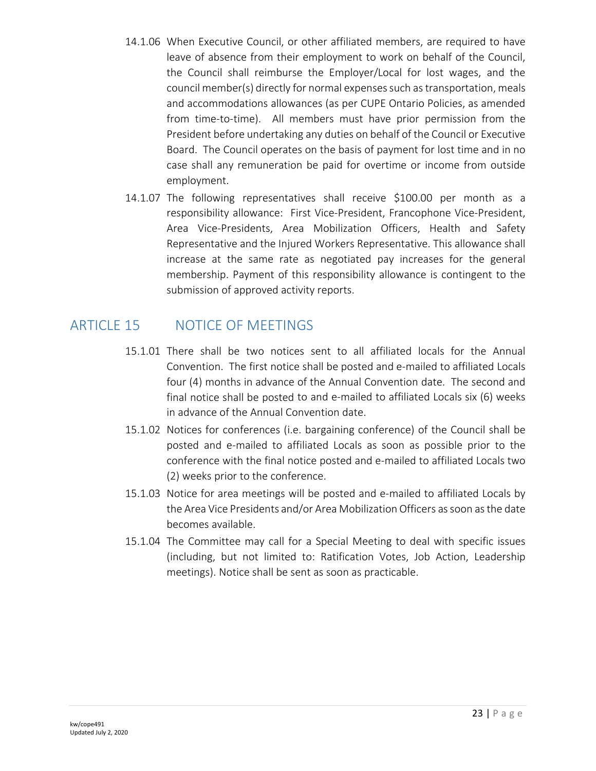14.1.06 When Executive Council, or other affiliated members, are required to have leave of absence from their employment to work on behalf of the Council, the Council shall reimburse the Employer/Local for lost wages, and the council member(s) directly for normal expenses such as transportation, meals and accommodations allowances (as per CUPE Ontario Policies, as amended from time-to-time). All members must have prior permission from the President before undertaking any duties on behalf of the Council or Executive Board. The Council operates on the basis of payment for lost time and in no case shall any remuneration be paid for overtime or income from outside employment.

14.1.07 The following representatives shall receive $100.00 per month as a responsibility allowance: First Vice-President, Francophone Vice-President, Area Vice-Presidents, Area Mobilization Officers, Health and Safety Representative and the Injured Workers Representative. This allowance shall increase at the same rate as negotiated pay increases for the general membership. Payment of this responsibility allowance is contingent to the submission of approved activity reports.

## ARTICLE 15 NOTICE OF MEETINGS

15.1.01 There shall be two notices sent to all affiliated locals for the Annual Convention. The first notice shall be posted and e-mailed to affiliated Locals four (4) months in advance of the Annual Convention date. The second and final notice shall be posted to and e-mailed to affiliated Locals six (6) weeks in advance of the Annual Convention date.

15.1.02 Notices for conferences (i.e. bargaining conference) of the Council shall be posted and e-mailed to affiliated Locals as soon as possible prior to the conference with the final notice posted and e-mailed to affiliated Locals two (2) weeks prior to the conference.

15.1.03 Notice for area meetings will be posted and e-mailed to affiliated Locals by the Area Vice Presidents and/or Area Mobilization Officers as soon as the date becomes available.

15.1.04 The Committee may call for a Special Meeting to deal with specific issues (including, but not limited to: Ratification Votes, Job Action, Leadership meetings). Notice shall be sent as soon as practicable.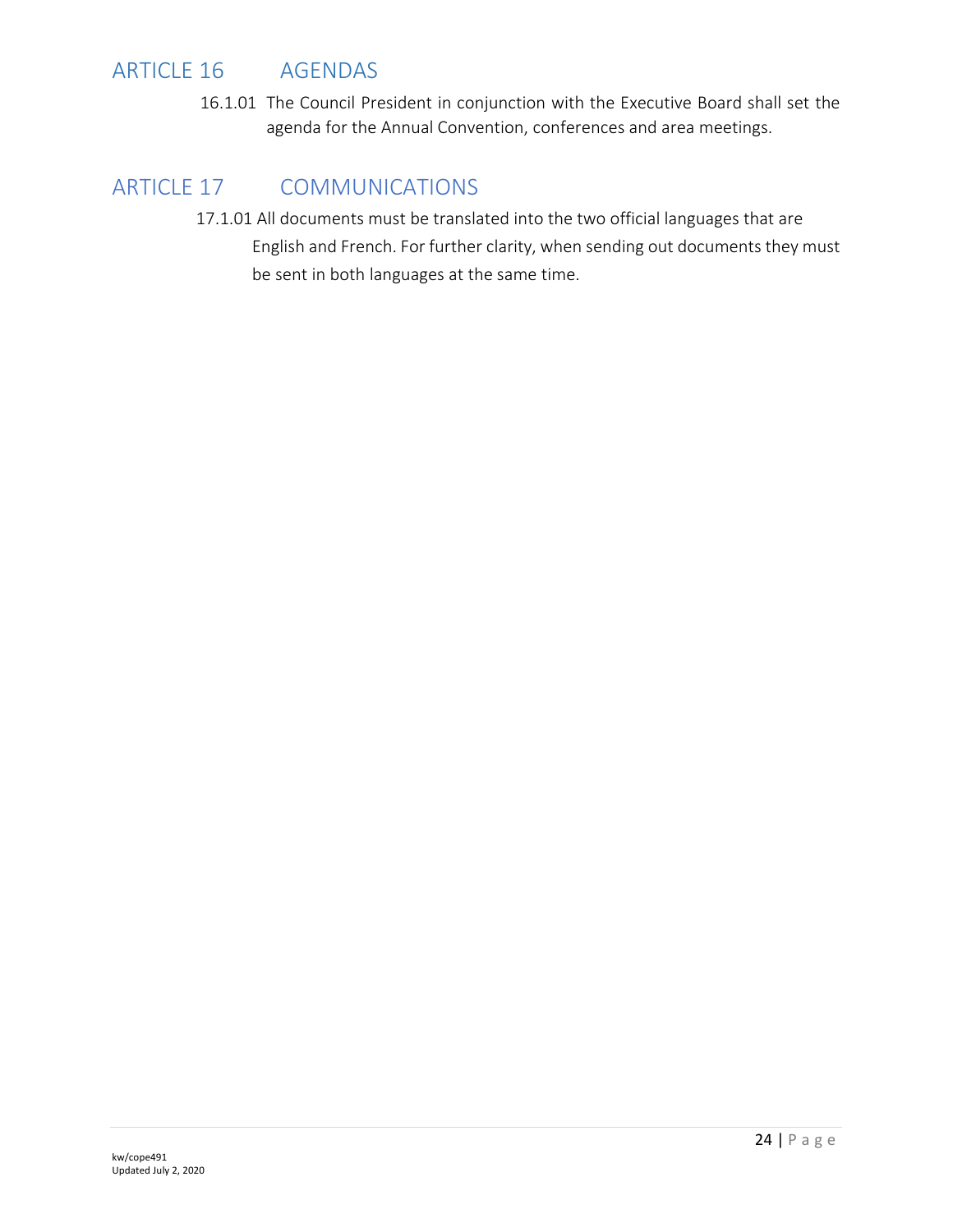## ARTICLE 16 AGENDAS

16.1.01 The Council President in conjunction with the Executive Board shall set the agenda for the Annual Convention, conferences and area meetings.

## ARTICLE 17 COMMUNICATIONS

17.1.01 All documents must be translated into the two official languages that are English and French. For further clarity, when sending out documents they must be sent in both languages at the same time.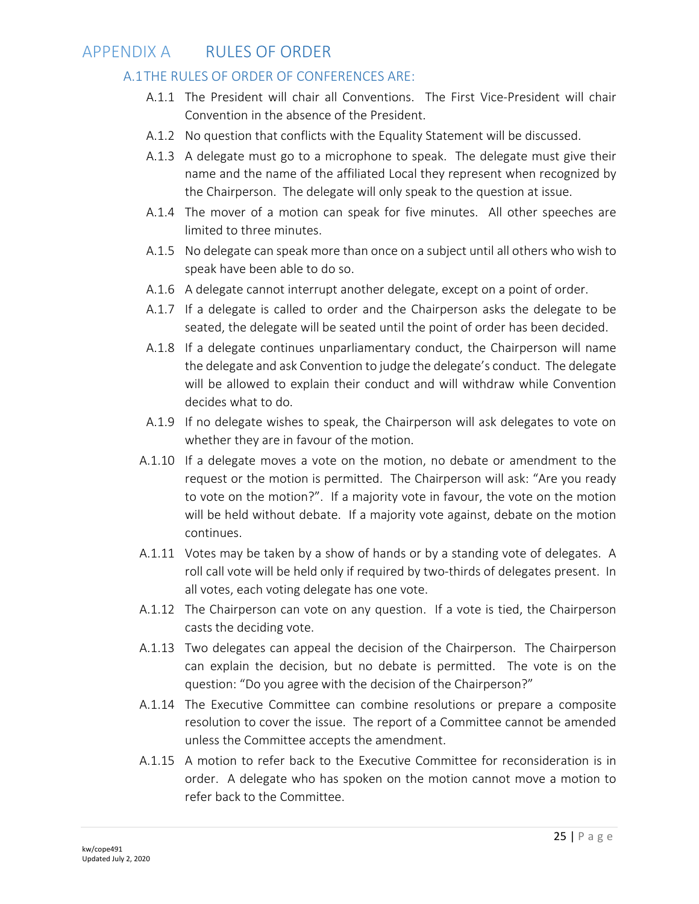# APPENDIX A RULES OF ORDER

## A.1 THE RULES OF ORDER OF CONFERENCES ARE:

A.1.1 The President will chair all Conventions. The First Vice-President will chair Convention in the absence of the President.

A.1.2 No question that conflicts with the Equality Statement will be discussed.

A.1.3 A delegate must go to a microphone to speak. The delegate must give their name and the name of the affiliated Local they represent when recognized by the Chairperson. The delegate will only speak to the question at issue.

A.1.4 The mover of a motion can speak for five minutes. All other speeches are limited to three minutes.

A.1.5 No delegate can speak more than once on a subject until all others who wish to speak have been able to do so.

A.1.6 A delegate cannot interrupt another delegate, except on a point of order.

A.1.7 If a delegate is called to order and the Chairperson asks the delegate to be seated, the delegate will be seated until the point of order has been decided.

A.1.8 If a delegate continues unparliamentary conduct, the Chairperson will name the delegate and ask Convention to judge the delegate's conduct. The delegate will be allowed to explain their conduct and will withdraw while Convention decides what to do.

A.1.9 If no delegate wishes to speak, the Chairperson will ask delegates to vote on whether they are in favour of the motion.

A.1.10 If a delegate moves a vote on the motion, no debate or amendment to the request or the motion is permitted. The Chairperson will ask: "Are you ready to vote on the motion?". If a majority vote in favour, the vote on the motion will be held without debate. If a majority vote against, debate on the motion continues.

A.1.11 Votes may be taken by a show of hands or by a standing vote of delegates. A roll call vote will be held only if required by two-thirds of delegates present. In all votes, each voting delegate has one vote.

A.1.12 The Chairperson can vote on any question. If a vote is tied, the Chairperson casts the deciding vote.

A.1.13 Two delegates can appeal the decision of the Chairperson. The Chairperson can explain the decision, but no debate is permitted. The vote is on the question: "Do you agree with the decision of the Chairperson?"

A.1.14 The Executive Committee can combine resolutions or prepare a composite resolution to cover the issue. The report of a Committee cannot be amended unless the Committee accepts the amendment.

A.1.15 A motion to refer back to the Executive Committee for reconsideration is in order. A delegate who has spoken on the motion cannot move a motion to refer back to the Committee.

kw/cope491
Updated July 2, 2020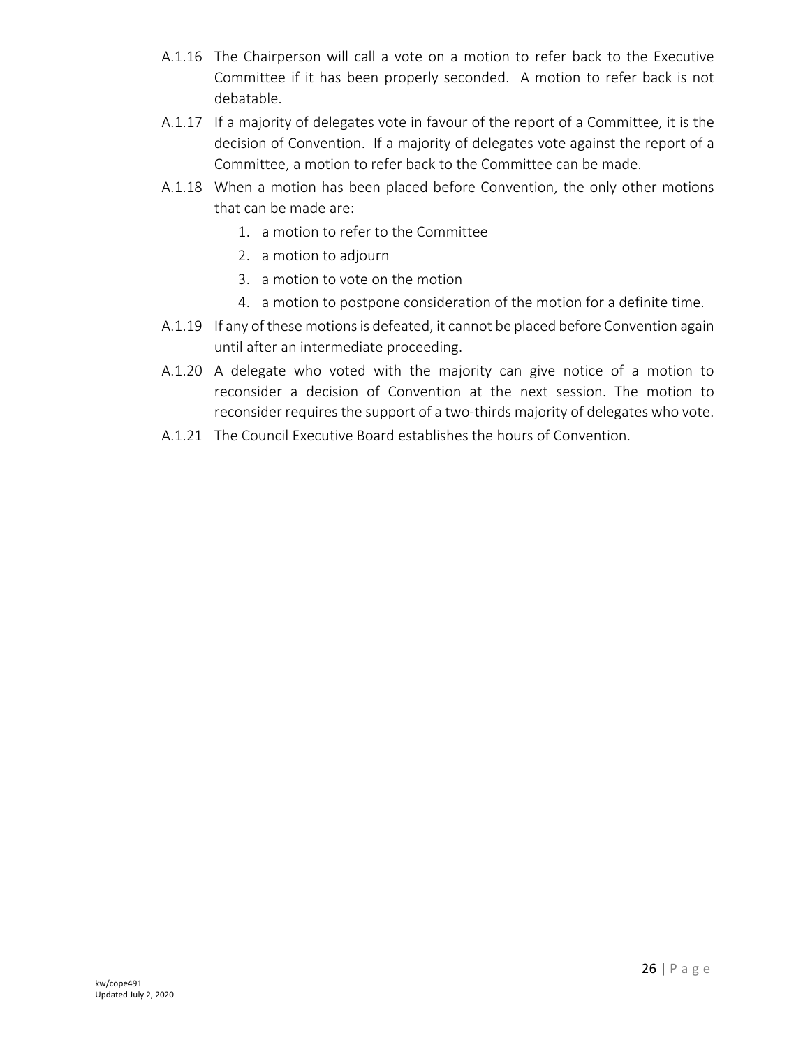A.1.16 The Chairperson will call a vote on a motion to refer back to the Executive Committee if it has been properly seconded. A motion to refer back is not debatable.

A.1.17 If a majority of delegates vote in favour of the report of a Committee, it is the decision of Convention. If a majority of delegates vote against the report of a Committee, a motion to refer back to the Committee can be made.

A.1.18 When a motion has been placed before Convention, the only other motions that can be made are:

1. a motion to refer to the Committee
2. a motion to adjourn
3. a motion to vote on the motion
4. a motion to postpone consideration of the motion for a definite time.

A.1.19 If any of these motions is defeated, it cannot be placed before Convention again until after an intermediate proceeding.

A.1.20 A delegate who voted with the majority can give notice of a motion to reconsider a decision of Convention at the next session. The motion to reconsider requires the support of a two-thirds majority of delegates who vote.

A.1.21 The Council Executive Board establishes the hours of Convention.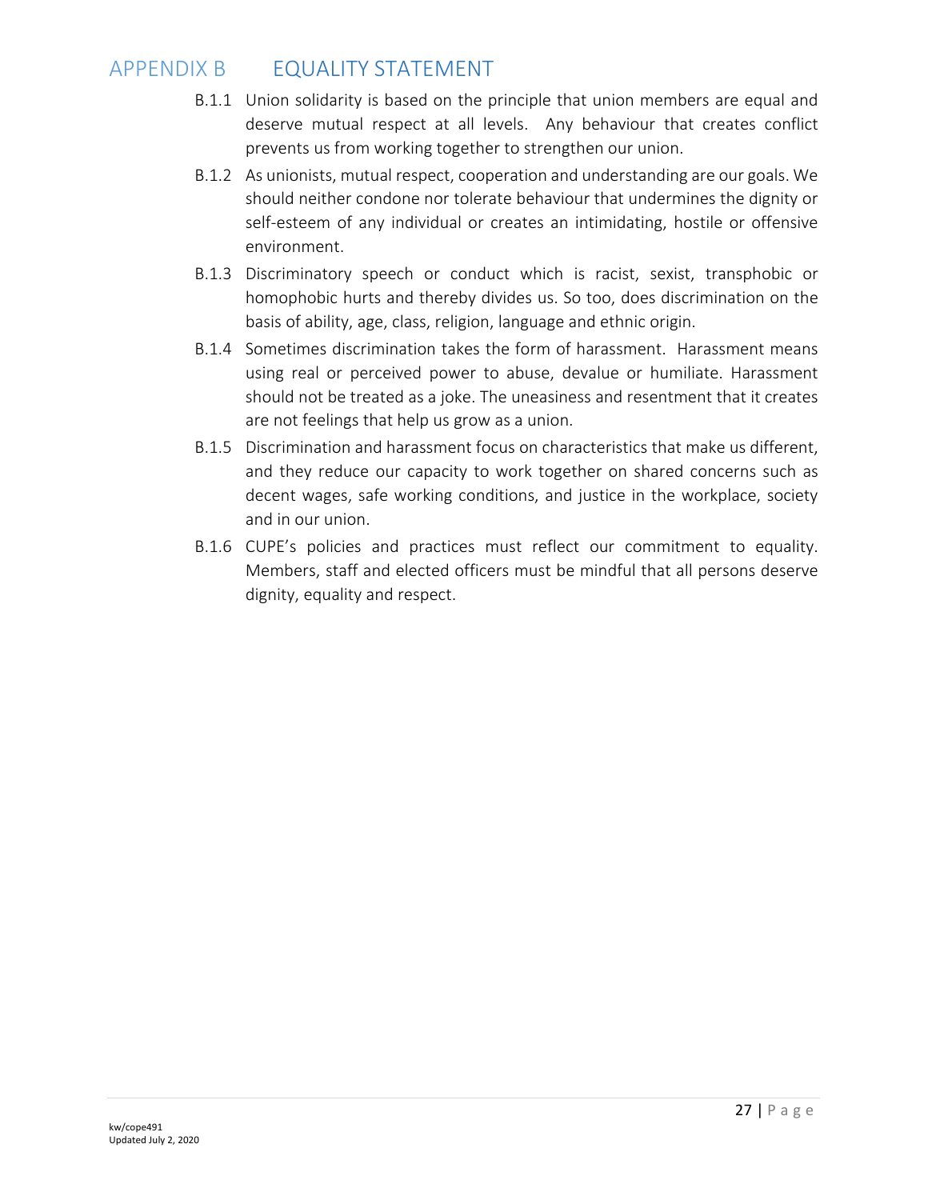## APPENDIX B EQUALITY STATEMENT

B.1.1 Union solidarity is based on the principle that union members are equal and deserve mutual respect at all levels. Any behaviour that creates conflict prevents us from working together to strengthen our union.

B.1.2 As unionists, mutual respect, cooperation and understanding are our goals. We should neither condone nor tolerate behaviour that undermines the dignity or self-esteem of any individual or creates an intimidating, hostile or offensive environment.

B.1.3 Discriminatory speech or conduct which is racist, sexist, transphobic or homophobic hurts and thereby divides us. So too, does discrimination on the basis of ability, age, class, religion, language and ethnic origin.

B.1.4 Sometimes discrimination takes the form of harassment. Harassment means using real or perceived power to abuse, devalue or humiliate. Harassment should not be treated as a joke. The uneasiness and resentment that it creates are not feelings that help us grow as a union.

B.1.5 Discrimination and harassment focus on characteristics that make us different, and they reduce our capacity to work together on shared concerns such as decent wages, safe working conditions, and justice in the workplace, society and in our union.

B.1.6 CUPE's policies and practices must reflect our commitment to equality. Members, staff and elected officers must be mindful that all persons deserve dignity, equality and respect.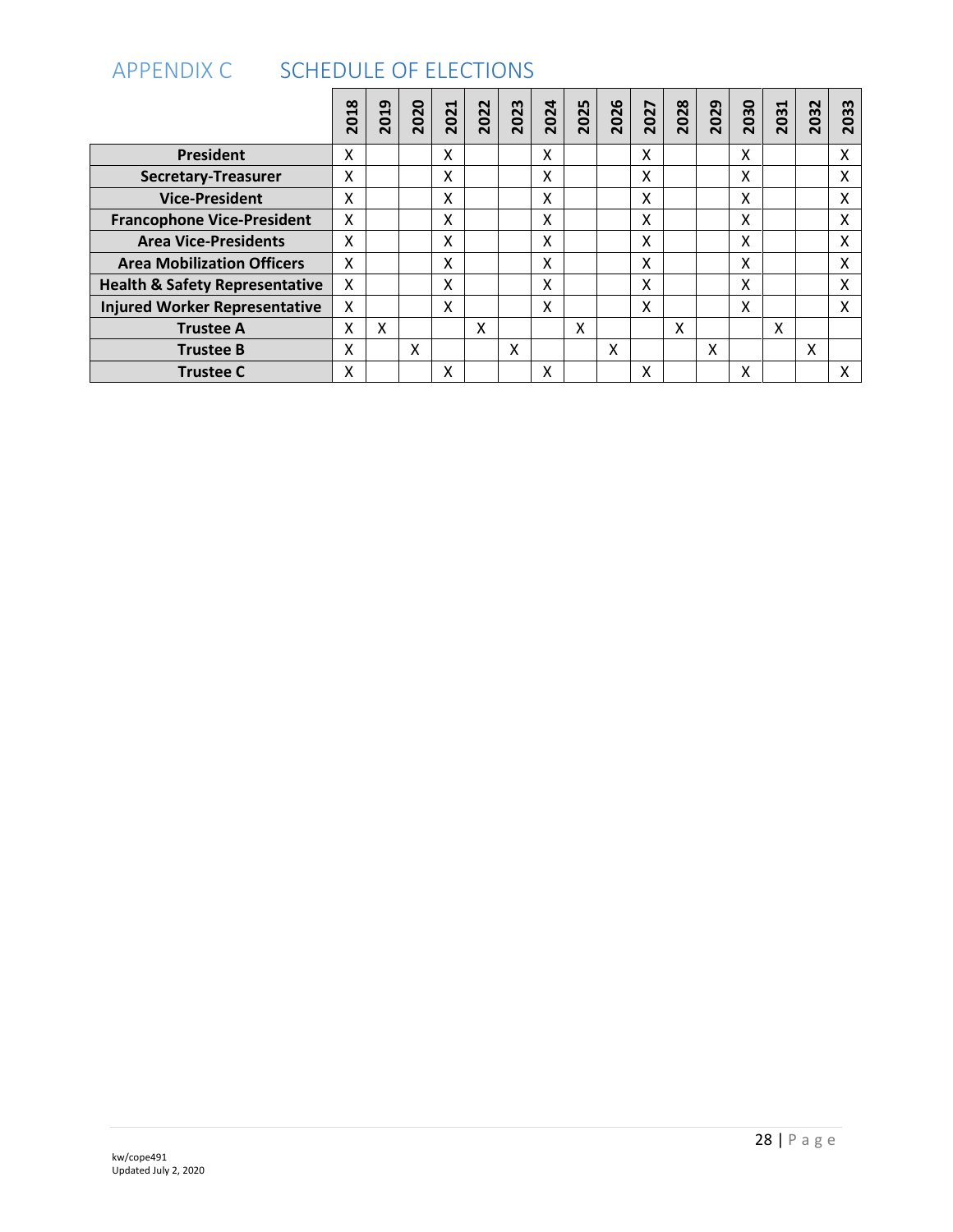# APPENDIX C SCHEDULE OF ELECTIONS

| | 2018 | 2019 | 2020 | 2021 | 2022 | 2023 | 2024 | 2025 | 2026 | 2027 | 2028 | 2029 | 2030 | 2031 | 2032 | 2033 |
|---|---|---|---|---|---|---|---|---|---|---|---|---|---|---|---|---|
| **President** | X | | | X | | | X | | | X | | | X | | | X |
| **Secretary-Treasurer** | X | | | X | | | X | | | X | | | X | | | X |
| **Vice-President** | X | | | X | | | X | | | X | | | X | | | X |
| **Francophone Vice-President** | X | | | X | | | X | | | X | | | X | | | X |
| **Area Vice-Presidents** | X | | | X | | | X | | | X | | | X | | | X |
| **Area Mobilization Officers** | X | | | X | | | X | | | X | | | X | | | X |
| **Health & Safety Representative** | X | | | X | | | X | | | X | | | X | | | X |
| **Injured Worker Representative** | X | | | X | | | X | | | X | | | X | | | X |
| **Trustee A** | X | X | | | X | | | X | | | X | | | X | | |
| **Trustee B** | X | | X | | | X | | | X | | | X | | | X | |
| **Trustee C** | X | | | X | | | X | | | X | | | X | | | X |

kw/cope491
Updated July 2, 2020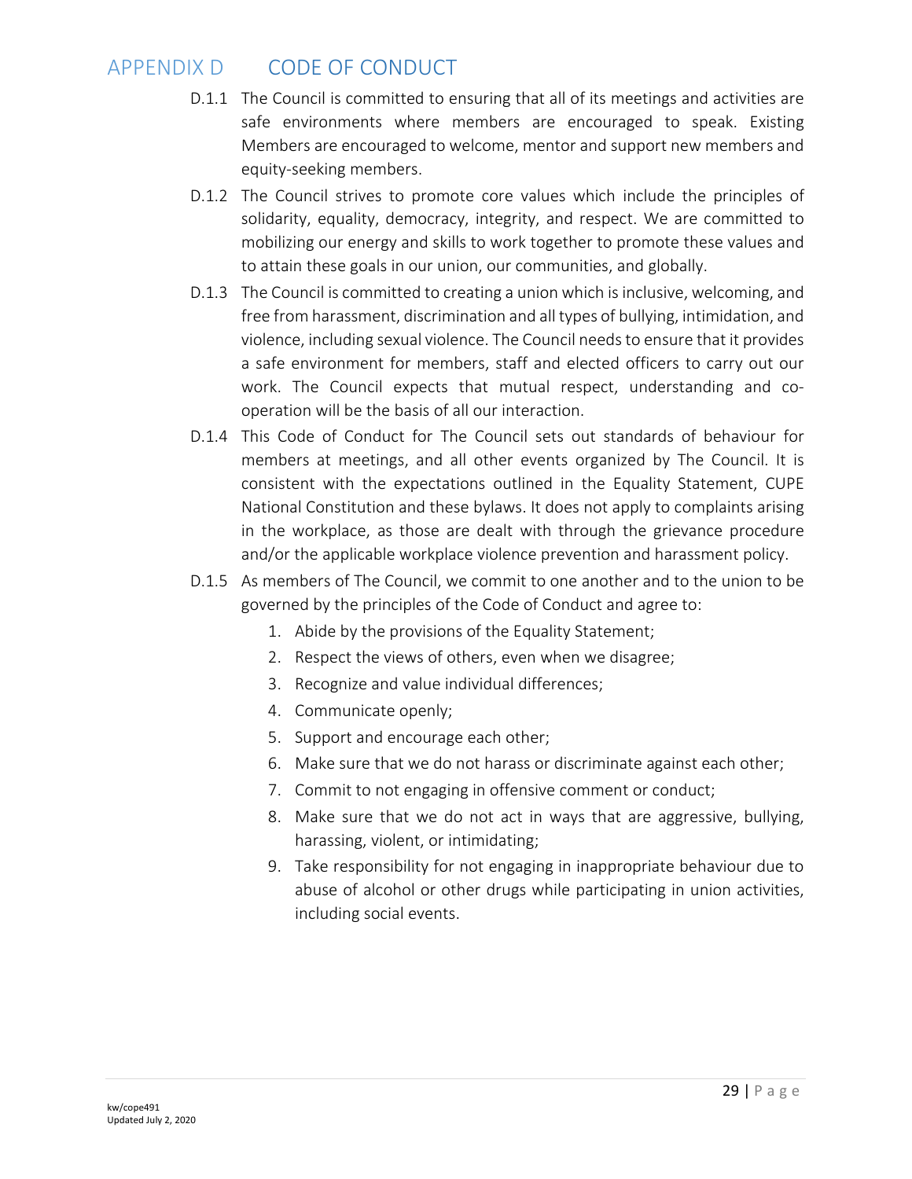# APPENDIX D CODE OF CONDUCT

D.1.1 The Council is committed to ensuring that all of its meetings and activities are safe environments where members are encouraged to speak. Existing Members are encouraged to welcome, mentor and support new members and equity-seeking members.

D.1.2 The Council strives to promote core values which include the principles of solidarity, equality, democracy, integrity, and respect. We are committed to mobilizing our energy and skills to work together to promote these values and to attain these goals in our union, our communities, and globally.

D.1.3 The Council is committed to creating a union which is inclusive, welcoming, and free from harassment, discrimination and all types of bullying, intimidation, and violence, including sexual violence. The Council needs to ensure that it provides a safe environment for members, staff and elected officers to carry out our work. The Council expects that mutual respect, understanding and co-operation will be the basis of all our interaction.

D.1.4 This Code of Conduct for The Council sets out standards of behaviour for members at meetings, and all other events organized by The Council. It is consistent with the expectations outlined in the Equality Statement, CUPE National Constitution and these bylaws. It does not apply to complaints arising in the workplace, as those are dealt with through the grievance procedure and/or the applicable workplace violence prevention and harassment policy.

D.1.5 As members of The Council, we commit to one another and to the union to be governed by the principles of the Code of Conduct and agree to:

1. Abide by the provisions of the Equality Statement;
2. Respect the views of others, even when we disagree;
3. Recognize and value individual differences;
4. Communicate openly;
5. Support and encourage each other;
6. Make sure that we do not harass or discriminate against each other;
7. Commit to not engaging in offensive comment or conduct;
8. Make sure that we do not act in ways that are aggressive, bullying, harassing, violent, or intimidating;
9. Take responsibility for not engaging in inappropriate behaviour due to abuse of alcohol or other drugs while participating in union activities, including social events.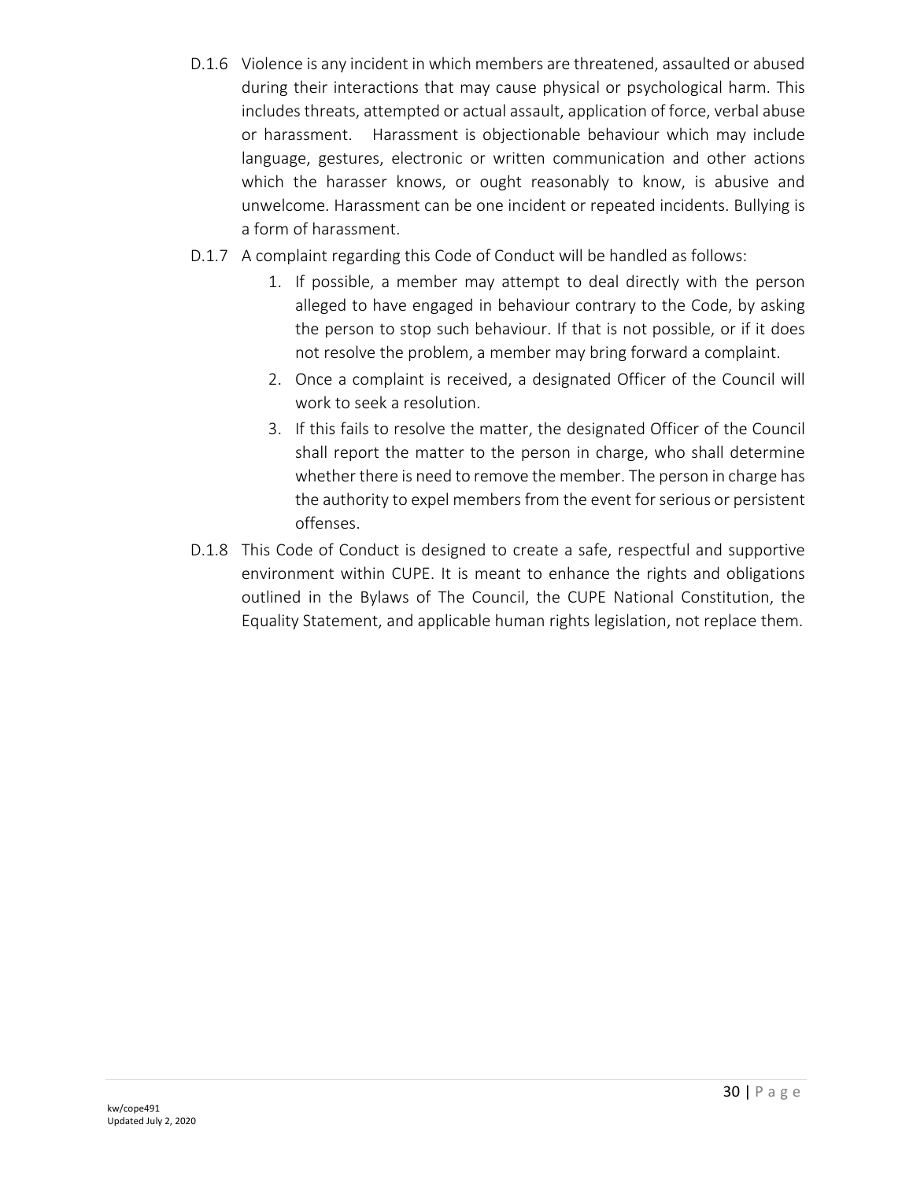D.1.6 Violence is any incident in which members are threatened, assaulted or abused during their interactions that may cause physical or psychological harm. This includes threats, attempted or actual assault, application of force, verbal abuse or harassment. Harassment is objectionable behaviour which may include language, gestures, electronic or written communication and other actions which the harasser knows, or ought reasonably to know, is abusive and unwelcome. Harassment can be one incident or repeated incidents. Bullying is a form of harassment.

D.1.7 A complaint regarding this Code of Conduct will be handled as follows:

1. If possible, a member may attempt to deal directly with the person alleged to have engaged in behaviour contrary to the Code, by asking the person to stop such behaviour. If that is not possible, or if it does not resolve the problem, a member may bring forward a complaint.
2. Once a complaint is received, a designated Officer of the Council will work to seek a resolution.
3. If this fails to resolve the matter, the designated Officer of the Council shall report the matter to the person in charge, who shall determine whether there is need to remove the member. The person in charge has the authority to expel members from the event for serious or persistent offenses.

D.1.8 This Code of Conduct is designed to create a safe, respectful and supportive environment within CUPE. It is meant to enhance the rights and obligations outlined in the Bylaws of The Council, the CUPE National Constitution, the Equality Statement, and applicable human rights legislation, not replace them.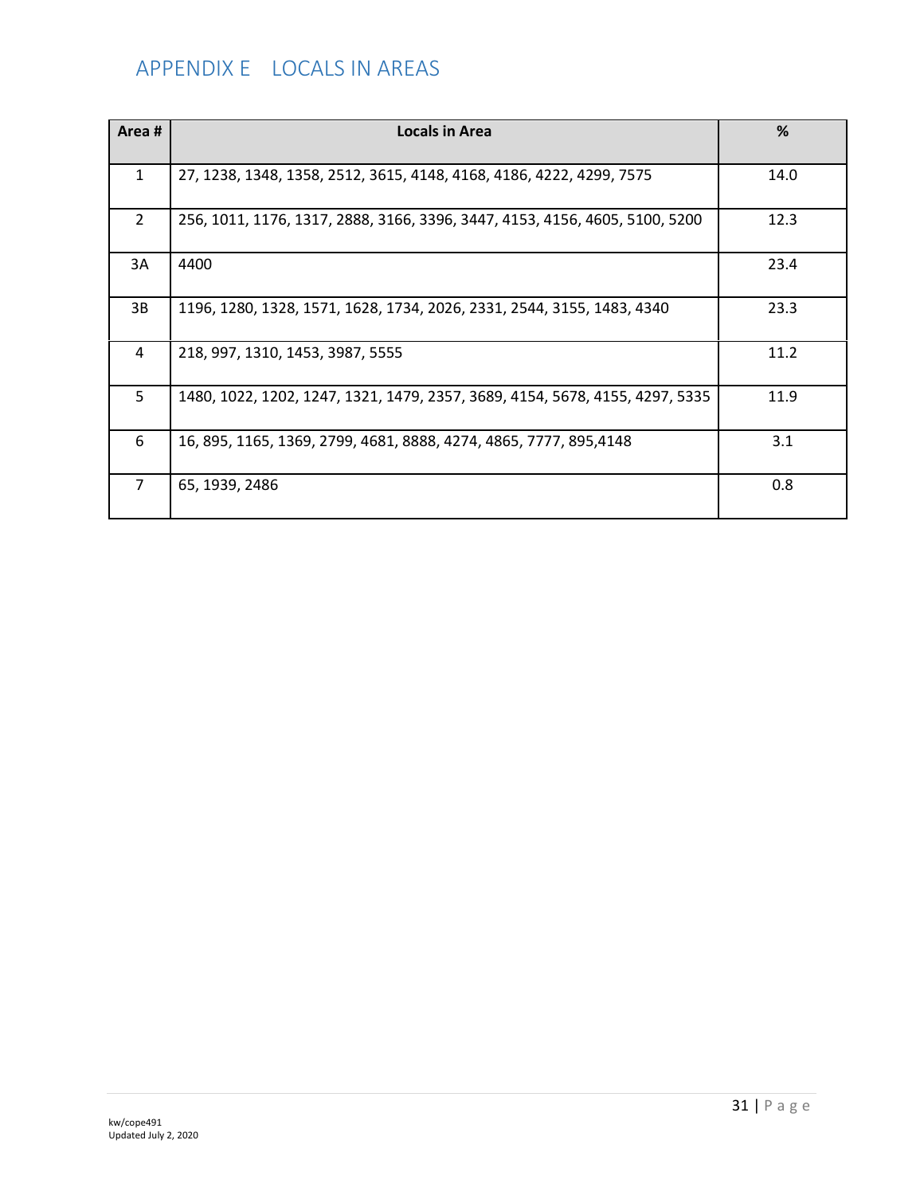# APPENDIX E LOCALS IN AREAS

| Area # | Locals in Area | % |
|---|---|---|
| 1 | 27, 1238, 1348, 1358, 2512, 3615, 4148, 4168, 4186, 4222, 4299, 7575 | 14.0 |
| 2 | 256, 1011, 1176, 1317, 2888, 3166, 3396, 3447, 4153, 4156, 4605, 5100, 5200 | 12.3 |
| 3A | 4400 | 23.4 |
| 3B | 1196, 1280, 1328, 1571, 1628, 1734, 2026, 2331, 2544, 3155, 1483, 4340 | 23.3 |
| 4 | 218, 997, 1310, 1453, 3987, 5555 | 11.2 |
| 5 | 1480, 1022, 1202, 1247, 1321, 1479, 2357, 3689, 4154, 5678, 4155, 4297, 5335 | 11.9 |
| 6 | 16, 895, 1165, 1369, 2799, 4681, 8888, 4274, 4865, 7777, 895,4148 | 3.1 |
| 7 | 65, 1939, 2486 | 0.8 |

kw/cope491
Updated July 2, 2020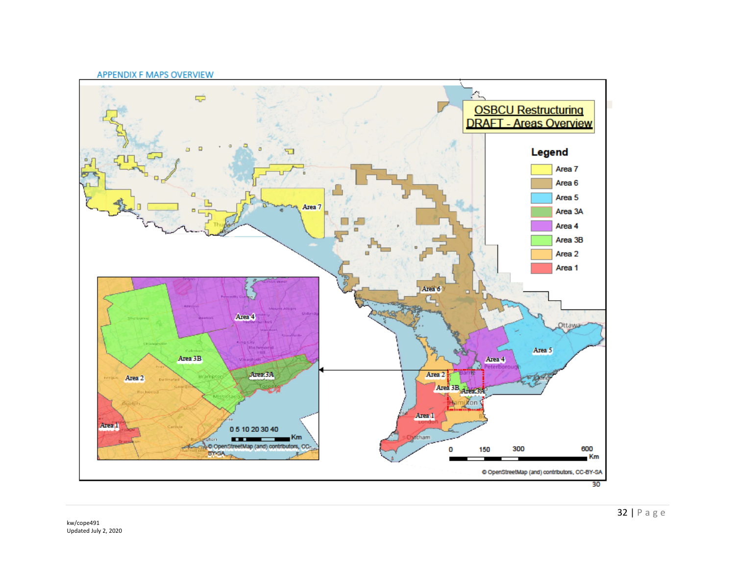APPENDIX F MAPS OVERVIEW

OSBCU Restructuring
DRAFT - Areas Overview

Legend

Area 7

Area 6

Area 5

Area 3A

Area 4

Area 3B

Area 2

Area 1

Area 7

Area 6

Area 5

Area 4

Area 2

Area 3B

Area 3A

Area 1

Ottawa

Peterborough

Barrie

Hamilton

London

Chatham

0 150 300 600 Km

© OpenStreetMap (and) contributors, CC-BY-SA

Area 4

Area 3B

Area 3A

Area 2

Area 1

0 5 10 20 30 40 Km

© OpenStreetMap (and) contributors, CC-BY-SA

30

kw/cope491
Updated July 2, 2020